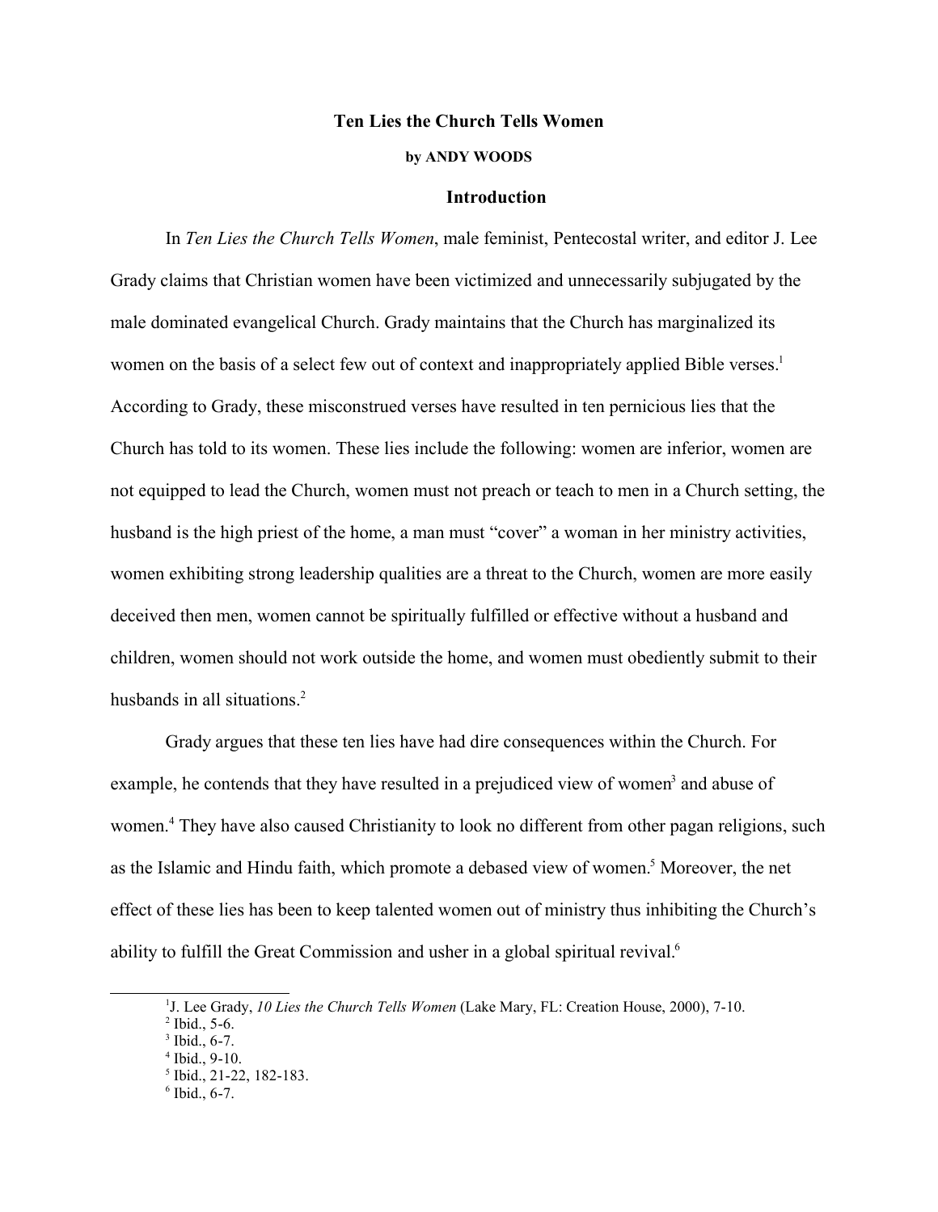# Ten Lies the Church Tells Women

**by ANDY WOODS**

## Introduction

In *Ten Lies the Church Tells Women*, male feminist, Pentecostal writer, and editor J. Lee Grady claims that Christian women have been victimized and unnecessarily subjugated by the male dominated evangelical Church. Grady maintains that the Church has marginalized its women on the basis of a select few out of context and inappropriately applied Bible verses.[1] According to Grady, these misconstrued verses have resulted in ten pernicious lies that the Church has told to its women. These lies include the following: women are inferior, women are not equipped to lead the Church, women must not preach or teach to men in a Church setting, the husband is the high priest of the home, a man must "cover" a woman in her ministry activities, women exhibiting strong leadership qualities are a threat to the Church, women are more easily deceived then men, women cannot be spiritually fulfilled or effective without a husband and children, women should not work outside the home, and women must obediently submit to their husbands in all situations.[2]

Grady argues that these ten lies have had dire consequences within the Church. For example, he contends that they have resulted in a prejudiced view of women[3] and abuse of women.[4] They have also caused Christianity to look no different from other pagan religions, such as the Islamic and Hindu faith, which promote a debased view of women.[5] Moreover, the net effect of these lies has been to keep talented women out of ministry thus inhibiting the Church's ability to fulfill the Great Commission and usher in a global spiritual revival.[6]

---

[1] J. Lee Grady, *10 Lies the Church Tells Women* (Lake Mary, FL: Creation House, 2000), 7-10.
[2] Ibid., 5-6.
[3] Ibid., 6-7.
[4] Ibid., 9-10.
[5] Ibid., 21-22, 182-183.
[6] Ibid., 6-7.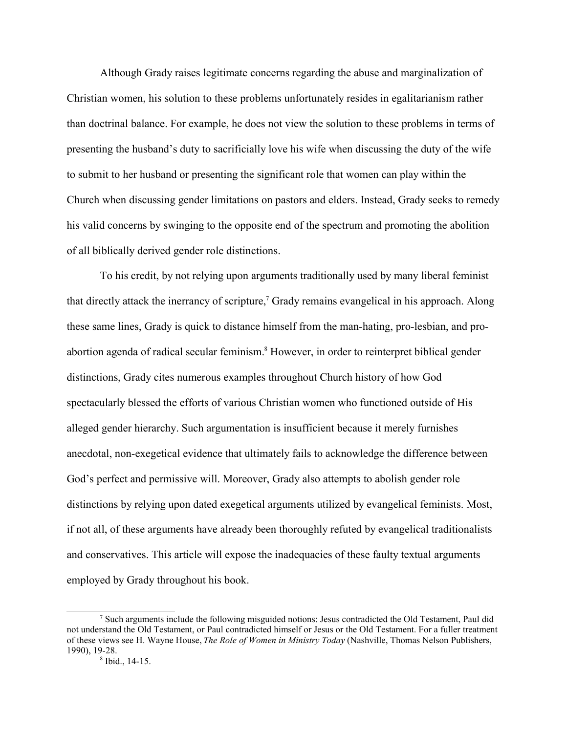Although Grady raises legitimate concerns regarding the abuse and marginalization of Christian women, his solution to these problems unfortunately resides in egalitarianism rather than doctrinal balance. For example, he does not view the solution to these problems in terms of presenting the husband's duty to sacrificially love his wife when discussing the duty of the wife to submit to her husband or presenting the significant role that women can play within the Church when discussing gender limitations on pastors and elders. Instead, Grady seeks to remedy his valid concerns by swinging to the opposite end of the spectrum and promoting the abolition of all biblically derived gender role distinctions.

To his credit, by not relying upon arguments traditionally used by many liberal feminist that directly attack the inerrancy of scripture,[7] Grady remains evangelical in his approach. Along these same lines, Grady is quick to distance himself from the man-hating, pro-lesbian, and pro-abortion agenda of radical secular feminism.[8] However, in order to reinterpret biblical gender distinctions, Grady cites numerous examples throughout Church history of how God spectacularly blessed the efforts of various Christian women who functioned outside of His alleged gender hierarchy. Such argumentation is insufficient because it merely furnishes anecdotal, non-exegetical evidence that ultimately fails to acknowledge the difference between God's perfect and permissive will. Moreover, Grady also attempts to abolish gender role distinctions by relying upon dated exegetical arguments utilized by evangelical feminists. Most, if not all, of these arguments have already been thoroughly refuted by evangelical traditionalists and conservatives. This article will expose the inadequacies of these faulty textual arguments employed by Grady throughout his book.

---

[7] Such arguments include the following misguided notions: Jesus contradicted the Old Testament, Paul did not understand the Old Testament, or Paul contradicted himself or Jesus or the Old Testament. For a fuller treatment of these views see H. Wayne House, *The Role of Women in Ministry Today* (Nashville, Thomas Nelson Publishers, 1990), 19-28.

[8] Ibid., 14-15.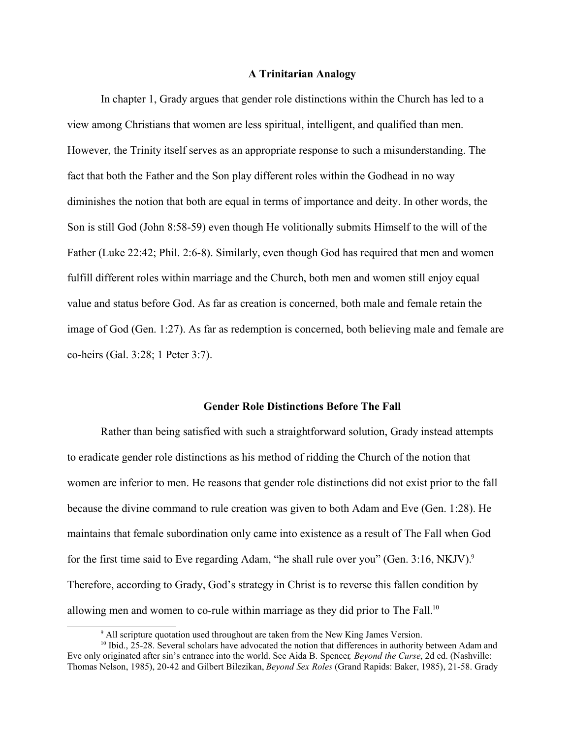## A Trinitarian Analogy

In chapter 1, Grady argues that gender role distinctions within the Church has led to a view among Christians that women are less spiritual, intelligent, and qualified than men. However, the Trinity itself serves as an appropriate response to such a misunderstanding. The fact that both the Father and the Son play different roles within the Godhead in no way diminishes the notion that both are equal in terms of importance and deity. In other words, the Son is still God (John 8:58-59) even though He volitionally submits Himself to the will of the Father (Luke 22:42; Phil. 2:6-8). Similarly, even though God has required that men and women fulfill different roles within marriage and the Church, both men and women still enjoy equal value and status before God. As far as creation is concerned, both male and female retain the image of God (Gen. 1:27). As far as redemption is concerned, both believing male and female are co-heirs (Gal. 3:28; 1 Peter 3:7).

## Gender Role Distinctions Before The Fall

Rather than being satisfied with such a straightforward solution, Grady instead attempts to eradicate gender role distinctions as his method of ridding the Church of the notion that women are inferior to men. He reasons that gender role distinctions did not exist prior to the fall because the divine command to rule creation was given to both Adam and Eve (Gen. 1:28). He maintains that female subordination only came into existence as a result of The Fall when God for the first time said to Eve regarding Adam, "he shall rule over you" (Gen. 3:16, NKJV).[9] Therefore, according to Grady, God's strategy in Christ is to reverse this fallen condition by allowing men and women to co-rule within marriage as they did prior to The Fall.[10]

---

[9] All scripture quotation used throughout are taken from the New King James Version.

[10] Ibid., 25-28. Several scholars have advocated the notion that differences in authority between Adam and Eve only originated after sin's entrance into the world. See Aida B. Spencer, *Beyond the Curse*, 2d ed. (Nashville: Thomas Nelson, 1985), 20-42 and Gilbert Bilezikan, *Beyond Sex Roles* (Grand Rapids: Baker, 1985), 21-58. Grady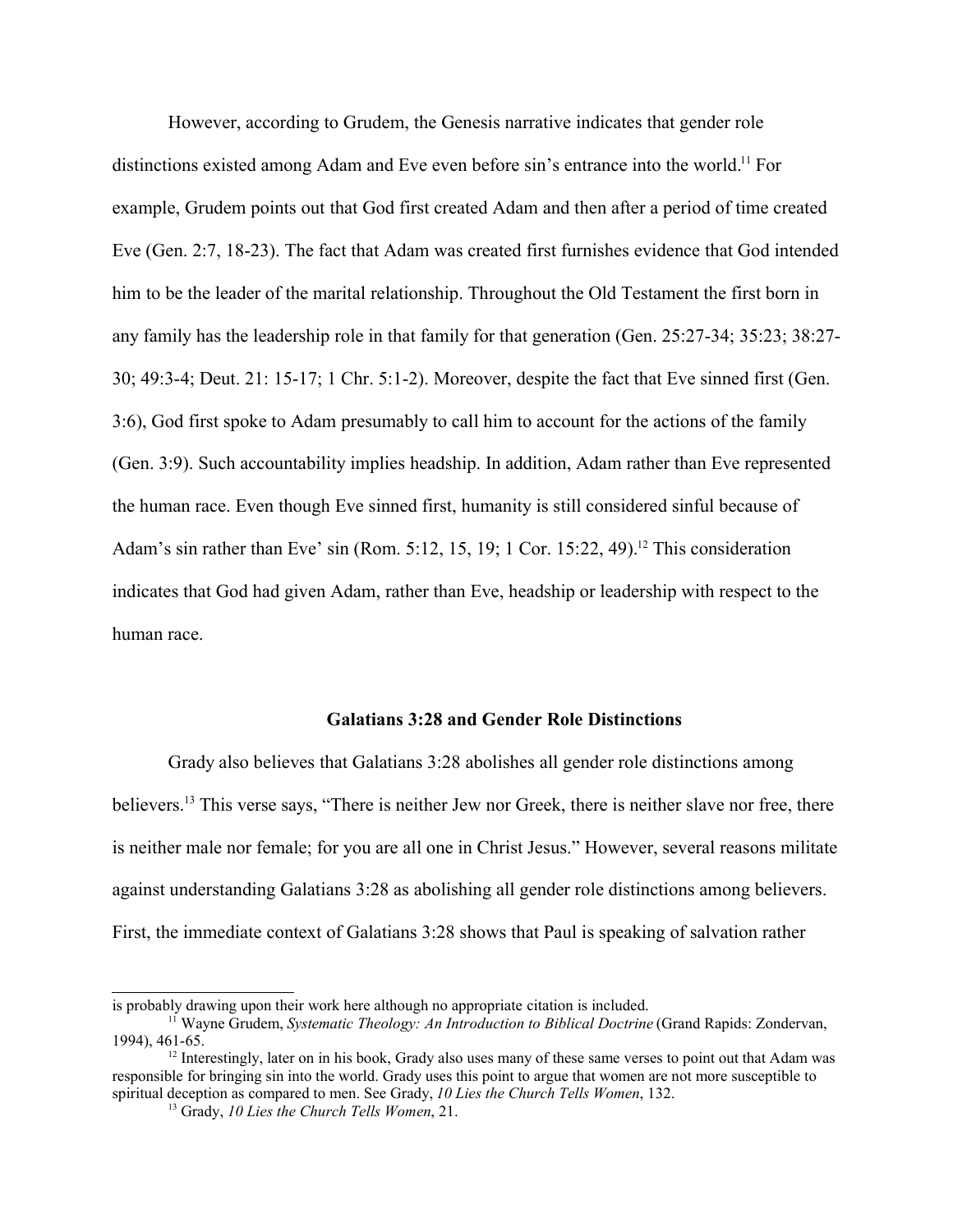However, according to Grudem, the Genesis narrative indicates that gender role distinctions existed among Adam and Eve even before sin's entrance into the world.[11] For example, Grudem points out that God first created Adam and then after a period of time created Eve (Gen. 2:7, 18-23). The fact that Adam was created first furnishes evidence that God intended him to be the leader of the marital relationship. Throughout the Old Testament the first born in any family has the leadership role in that family for that generation (Gen. 25:27-34; 35:23; 38:27-30; 49:3-4; Deut. 21: 15-17; 1 Chr. 5:1-2). Moreover, despite the fact that Eve sinned first (Gen. 3:6), God first spoke to Adam presumably to call him to account for the actions of the family (Gen. 3:9). Such accountability implies headship. In addition, Adam rather than Eve represented the human race. Even though Eve sinned first, humanity is still considered sinful because of Adam's sin rather than Eve' sin (Rom. 5:12, 15, 19; 1 Cor. 15:22, 49).[12] This consideration indicates that God had given Adam, rather than Eve, headship or leadership with respect to the human race.

### Galatians 3:28 and Gender Role Distinctions

Grady also believes that Galatians 3:28 abolishes all gender role distinctions among believers.[13] This verse says, "There is neither Jew nor Greek, there is neither slave nor free, there is neither male nor female; for you are all one in Christ Jesus." However, several reasons militate against understanding Galatians 3:28 as abolishing all gender role distinctions among believers. First, the immediate context of Galatians 3:28 shows that Paul is speaking of salvation rather

---

is probably drawing upon their work here although no appropriate citation is included.

[11] Wayne Grudem, *Systematic Theology: An Introduction to Biblical Doctrine* (Grand Rapids: Zondervan, 1994), 461-65.

[12] Interestingly, later on in his book, Grady also uses many of these same verses to point out that Adam was responsible for bringing sin into the world. Grady uses this point to argue that women are not more susceptible to spiritual deception as compared to men. See Grady, *10 Lies the Church Tells Women*, 132.

[13] Grady, *10 Lies the Church Tells Women*, 21.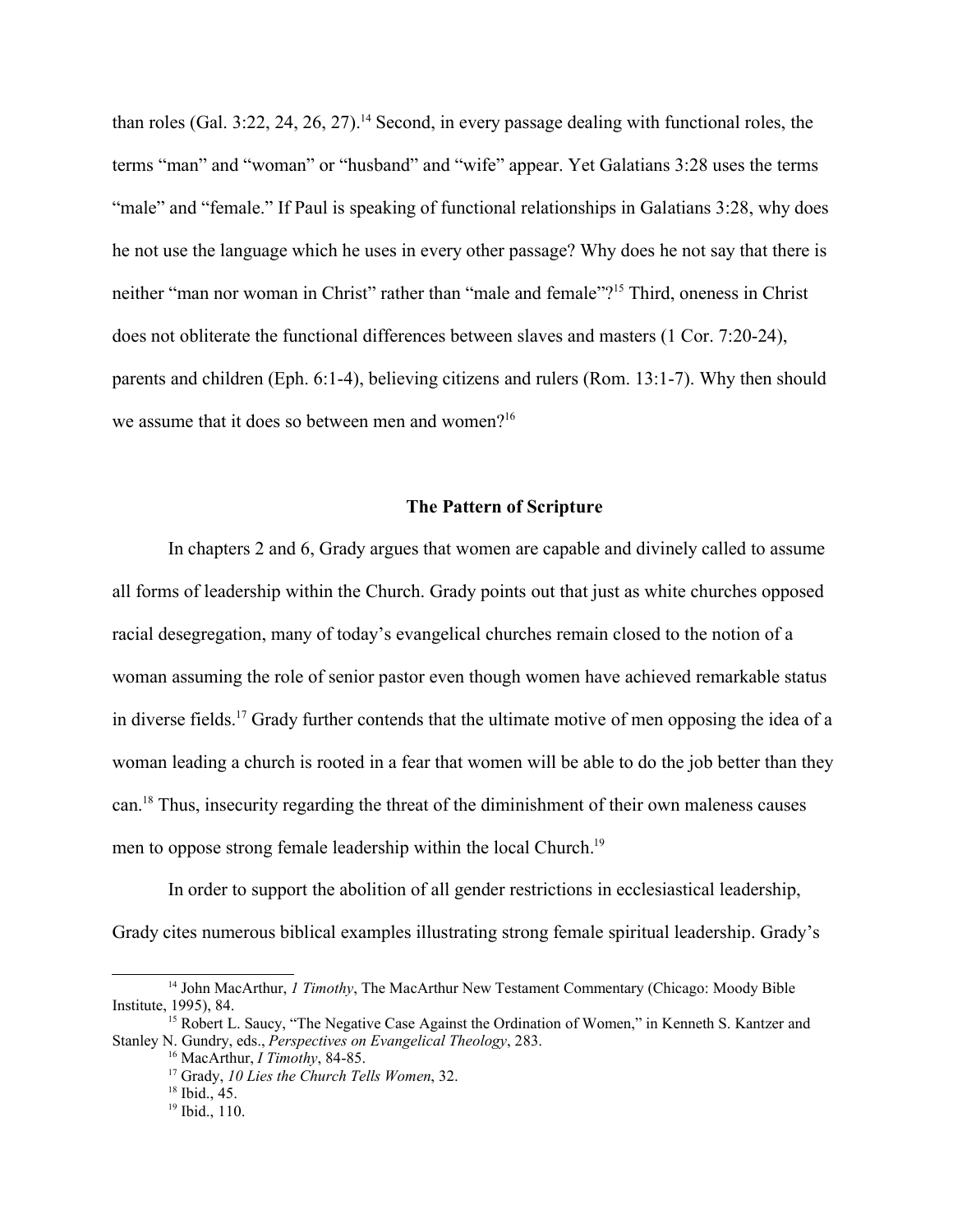than roles (Gal. 3:22, 24, 26, 27).[14] Second, in every passage dealing with functional roles, the terms "man" and "woman" or "husband" and "wife" appear. Yet Galatians 3:28 uses the terms "male" and "female." If Paul is speaking of functional relationships in Galatians 3:28, why does he not use the language which he uses in every other passage? Why does he not say that there is neither "man nor woman in Christ" rather than "male and female"?[15] Third, oneness in Christ does not obliterate the functional differences between slaves and masters (1 Cor. 7:20-24), parents and children (Eph. 6:1-4), believing citizens and rulers (Rom. 13:1-7). Why then should we assume that it does so between men and women?[16]

## The Pattern of Scripture

In chapters 2 and 6, Grady argues that women are capable and divinely called to assume all forms of leadership within the Church. Grady points out that just as white churches opposed racial desegregation, many of today's evangelical churches remain closed to the notion of a woman assuming the role of senior pastor even though women have achieved remarkable status in diverse fields.[17] Grady further contends that the ultimate motive of men opposing the idea of a woman leading a church is rooted in a fear that women will be able to do the job better than they can.[18] Thus, insecurity regarding the threat of the diminishment of their own maleness causes men to oppose strong female leadership within the local Church.[19]

In order to support the abolition of all gender restrictions in ecclesiastical leadership, Grady cites numerous biblical examples illustrating strong female spiritual leadership. Grady's

---

[14] John MacArthur, *1 Timothy*, The MacArthur New Testament Commentary (Chicago: Moody Bible Institute, 1995), 84.

[15] Robert L. Saucy, "The Negative Case Against the Ordination of Women," in Kenneth S. Kantzer and Stanley N. Gundry, eds., *Perspectives on Evangelical Theology*, 283.

[16] MacArthur, *I Timothy*, 84-85.

[17] Grady, *10 Lies the Church Tells Women*, 32.

[18] Ibid., 45.

[19] Ibid., 110.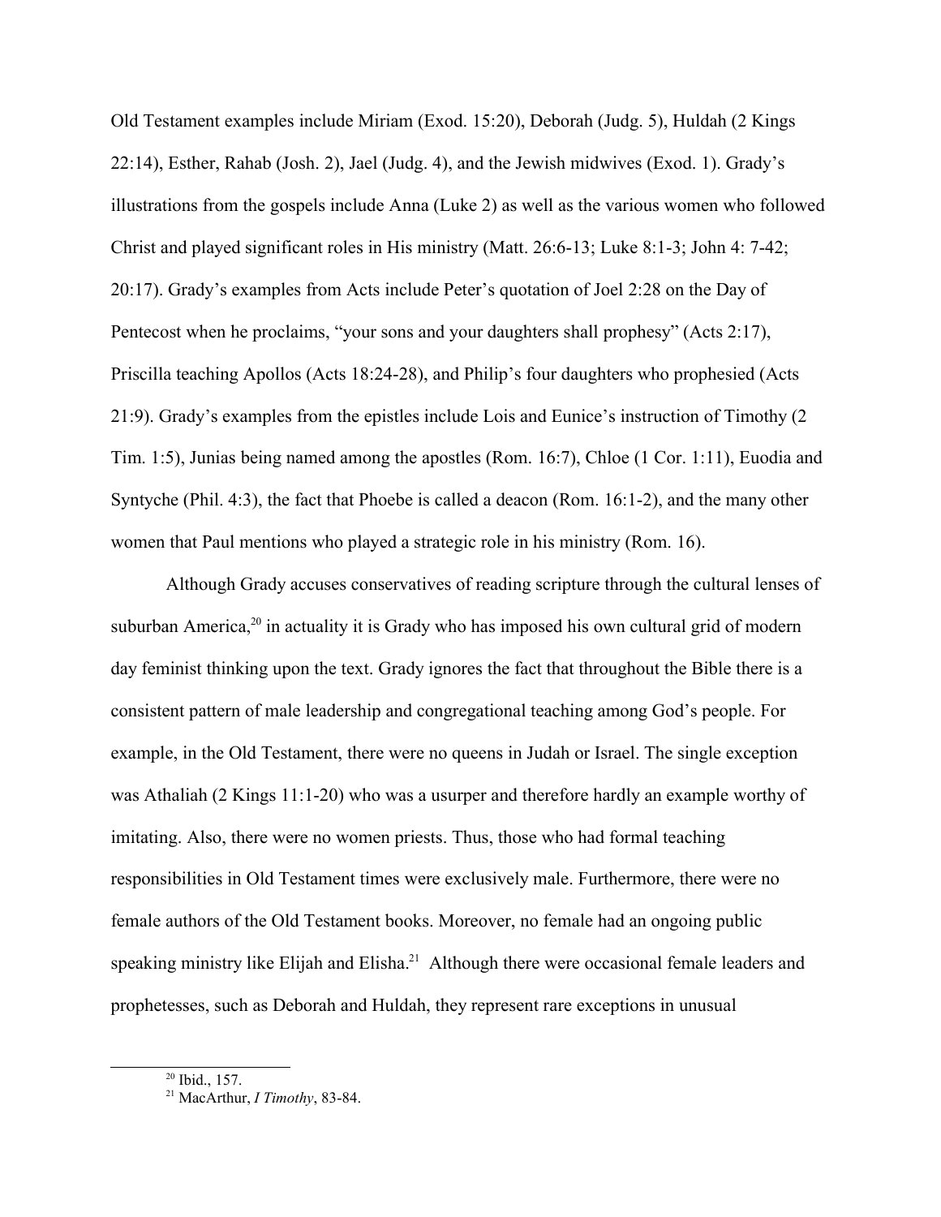Old Testament examples include Miriam (Exod. 15:20), Deborah (Judg. 5), Huldah (2 Kings 22:14), Esther, Rahab (Josh. 2), Jael (Judg. 4), and the Jewish midwives (Exod. 1). Grady's illustrations from the gospels include Anna (Luke 2) as well as the various women who followed Christ and played significant roles in His ministry (Matt. 26:6-13; Luke 8:1-3; John 4: 7-42; 20:17). Grady's examples from Acts include Peter's quotation of Joel 2:28 on the Day of Pentecost when he proclaims, "your sons and your daughters shall prophesy" (Acts 2:17), Priscilla teaching Apollos (Acts 18:24-28), and Philip's four daughters who prophesied (Acts 21:9). Grady's examples from the epistles include Lois and Eunice's instruction of Timothy (2 Tim. 1:5), Junias being named among the apostles (Rom. 16:7), Chloe (1 Cor. 1:11), Euodia and Syntyche (Phil. 4:3), the fact that Phoebe is called a deacon (Rom. 16:1-2), and the many other women that Paul mentions who played a strategic role in his ministry (Rom. 16).

Although Grady accuses conservatives of reading scripture through the cultural lenses of suburban America,[20] in actuality it is Grady who has imposed his own cultural grid of modern day feminist thinking upon the text. Grady ignores the fact that throughout the Bible there is a consistent pattern of male leadership and congregational teaching among God's people. For example, in the Old Testament, there were no queens in Judah or Israel. The single exception was Athaliah (2 Kings 11:1-20) who was a usurper and therefore hardly an example worthy of imitating. Also, there were no women priests. Thus, those who had formal teaching responsibilities in Old Testament times were exclusively male. Furthermore, there were no female authors of the Old Testament books. Moreover, no female had an ongoing public speaking ministry like Elijah and Elisha.[21] Although there were occasional female leaders and prophetesses, such as Deborah and Huldah, they represent rare exceptions in unusual

---

[20] Ibid., 157.

[21] MacArthur, *I Timothy*, 83-84.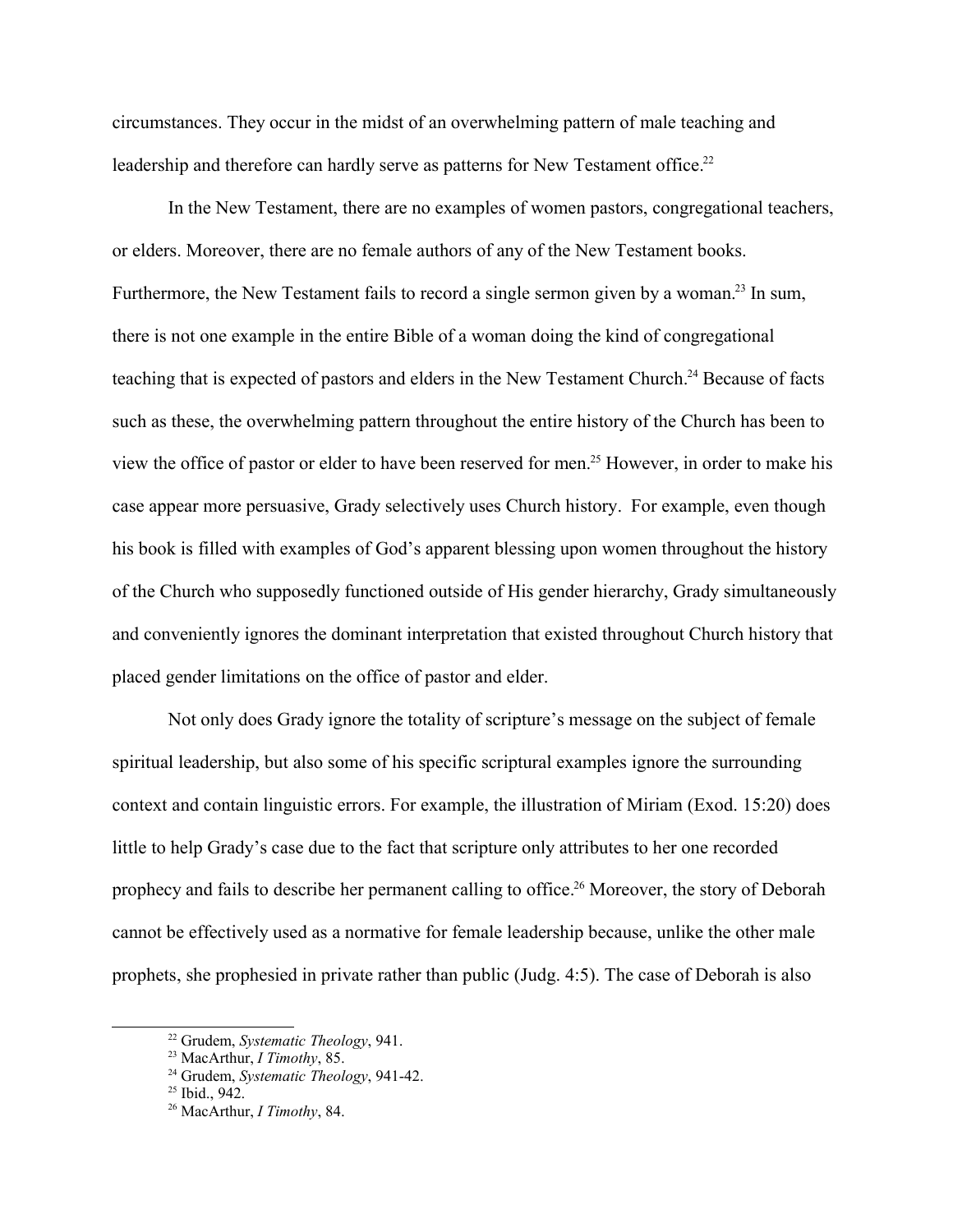circumstances. They occur in the midst of an overwhelming pattern of male teaching and leadership and therefore can hardly serve as patterns for New Testament office.[22]

In the New Testament, there are no examples of women pastors, congregational teachers, or elders. Moreover, there are no female authors of any of the New Testament books. Furthermore, the New Testament fails to record a single sermon given by a woman.[23] In sum, there is not one example in the entire Bible of a woman doing the kind of congregational teaching that is expected of pastors and elders in the New Testament Church.[24] Because of facts such as these, the overwhelming pattern throughout the entire history of the Church has been to view the office of pastor or elder to have been reserved for men.[25] However, in order to make his case appear more persuasive, Grady selectively uses Church history. For example, even though his book is filled with examples of God's apparent blessing upon women throughout the history of the Church who supposedly functioned outside of His gender hierarchy, Grady simultaneously and conveniently ignores the dominant interpretation that existed throughout Church history that placed gender limitations on the office of pastor and elder.

Not only does Grady ignore the totality of scripture's message on the subject of female spiritual leadership, but also some of his specific scriptural examples ignore the surrounding context and contain linguistic errors. For example, the illustration of Miriam (Exod. 15:20) does little to help Grady's case due to the fact that scripture only attributes to her one recorded prophecy and fails to describe her permanent calling to office.[26] Moreover, the story of Deborah cannot be effectively used as a normative for female leadership because, unlike the other male prophets, she prophesied in private rather than public (Judg. 4:5). The case of Deborah is also

---

[22] Grudem, *Systematic Theology*, 941.

[23] MacArthur, *I Timothy*, 85.

[24] Grudem, *Systematic Theology*, 941-42.

[25] Ibid., 942.

[26] MacArthur, *I Timothy*, 84.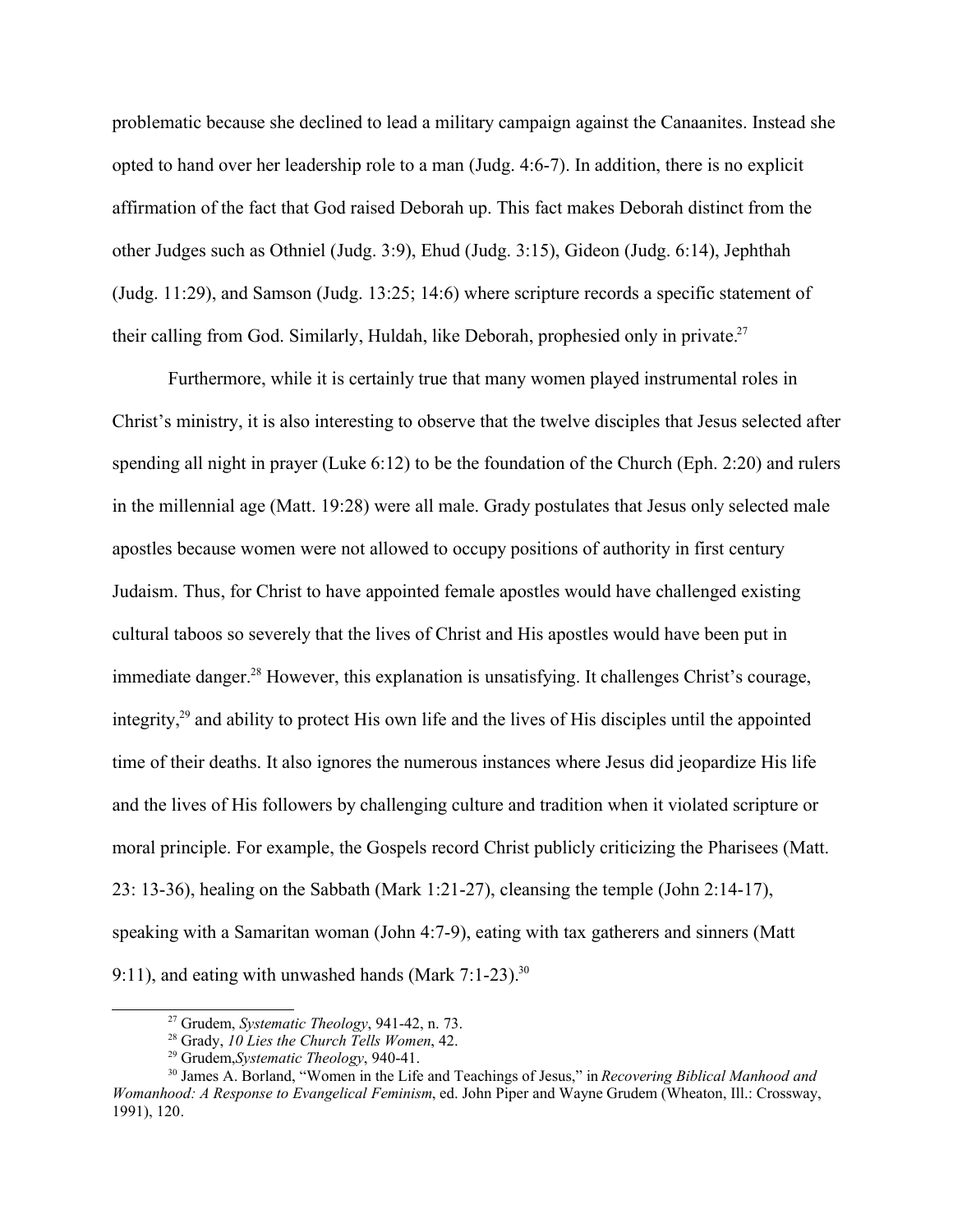problematic because she declined to lead a military campaign against the Canaanites. Instead she opted to hand over her leadership role to a man (Judg. 4:6-7). In addition, there is no explicit affirmation of the fact that God raised Deborah up. This fact makes Deborah distinct from the other Judges such as Othniel (Judg. 3:9), Ehud (Judg. 3:15), Gideon (Judg. 6:14), Jephthah (Judg. 11:29), and Samson (Judg. 13:25; 14:6) where scripture records a specific statement of their calling from God. Similarly, Huldah, like Deborah, prophesied only in private.[27]

Furthermore, while it is certainly true that many women played instrumental roles in Christ's ministry, it is also interesting to observe that the twelve disciples that Jesus selected after spending all night in prayer (Luke 6:12) to be the foundation of the Church (Eph. 2:20) and rulers in the millennial age (Matt. 19:28) were all male. Grady postulates that Jesus only selected male apostles because women were not allowed to occupy positions of authority in first century Judaism. Thus, for Christ to have appointed female apostles would have challenged existing cultural taboos so severely that the lives of Christ and His apostles would have been put in immediate danger.[28] However, this explanation is unsatisfying. It challenges Christ's courage, integrity,[29] and ability to protect His own life and the lives of His disciples until the appointed time of their deaths. It also ignores the numerous instances where Jesus did jeopardize His life and the lives of His followers by challenging culture and tradition when it violated scripture or moral principle. For example, the Gospels record Christ publicly criticizing the Pharisees (Matt. 23: 13-36), healing on the Sabbath (Mark 1:21-27), cleansing the temple (John 2:14-17), speaking with a Samaritan woman (John 4:7-9), eating with tax gatherers and sinners (Matt 9:11), and eating with unwashed hands (Mark 7:1-23).[30]

---

[27] Grudem, *Systematic Theology*, 941-42, n. 73.

[28] Grady, *10 Lies the Church Tells Women*, 42.

[29] Grudem,*Systematic Theology*, 940-41.

[30] James A. Borland, "Women in the Life and Teachings of Jesus," in *Recovering Biblical Manhood and Womanhood: A Response to Evangelical Feminism*, ed. John Piper and Wayne Grudem (Wheaton, Ill.: Crossway, 1991), 120.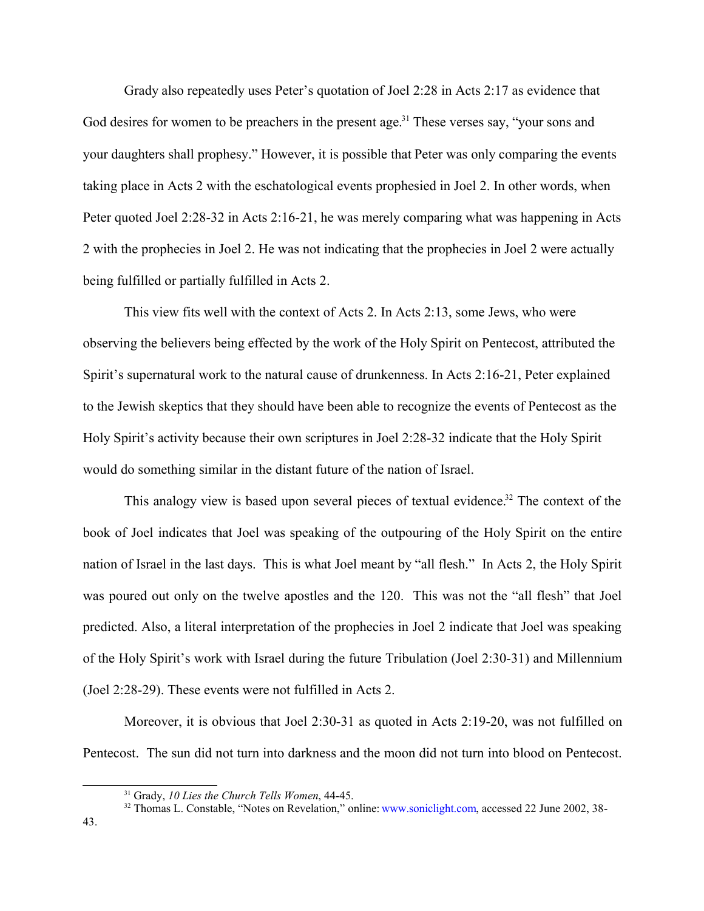Grady also repeatedly uses Peter's quotation of Joel 2:28 in Acts 2:17 as evidence that God desires for women to be preachers in the present age.[31] These verses say, "your sons and your daughters shall prophesy." However, it is possible that Peter was only comparing the events taking place in Acts 2 with the eschatological events prophesied in Joel 2. In other words, when Peter quoted Joel 2:28-32 in Acts 2:16-21, he was merely comparing what was happening in Acts 2 with the prophecies in Joel 2. He was not indicating that the prophecies in Joel 2 were actually being fulfilled or partially fulfilled in Acts 2.

This view fits well with the context of Acts 2. In Acts 2:13, some Jews, who were observing the believers being effected by the work of the Holy Spirit on Pentecost, attributed the Spirit's supernatural work to the natural cause of drunkenness. In Acts 2:16-21, Peter explained to the Jewish skeptics that they should have been able to recognize the events of Pentecost as the Holy Spirit's activity because their own scriptures in Joel 2:28-32 indicate that the Holy Spirit would do something similar in the distant future of the nation of Israel.

This analogy view is based upon several pieces of textual evidence.[32] The context of the book of Joel indicates that Joel was speaking of the outpouring of the Holy Spirit on the entire nation of Israel in the last days. This is what Joel meant by "all flesh." In Acts 2, the Holy Spirit was poured out only on the twelve apostles and the 120. This was not the "all flesh" that Joel predicted. Also, a literal interpretation of the prophecies in Joel 2 indicate that Joel was speaking of the Holy Spirit's work with Israel during the future Tribulation (Joel 2:30-31) and Millennium (Joel 2:28-29). These events were not fulfilled in Acts 2.

Moreover, it is obvious that Joel 2:30-31 as quoted in Acts 2:19-20, was not fulfilled on Pentecost. The sun did not turn into darkness and the moon did not turn into blood on Pentecost.

---

[31] Grady, *10 Lies the Church Tells Women*, 44-45.

[32] Thomas L. Constable, "Notes on Revelation," online: www.soniclight.com, accessed 22 June 2002, 38-43.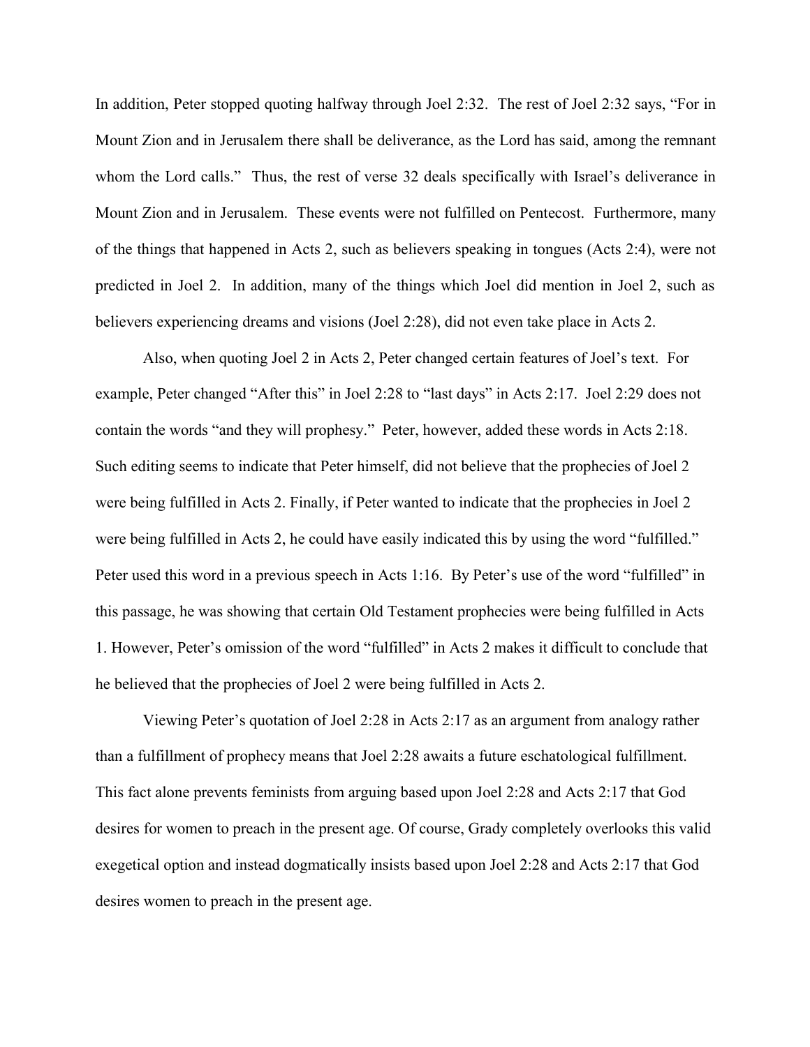In addition, Peter stopped quoting halfway through Joel 2:32. The rest of Joel 2:32 says, "For in Mount Zion and in Jerusalem there shall be deliverance, as the Lord has said, among the remnant whom the Lord calls." Thus, the rest of verse 32 deals specifically with Israel's deliverance in Mount Zion and in Jerusalem. These events were not fulfilled on Pentecost. Furthermore, many of the things that happened in Acts 2, such as believers speaking in tongues (Acts 2:4), were not predicted in Joel 2. In addition, many of the things which Joel did mention in Joel 2, such as believers experiencing dreams and visions (Joel 2:28), did not even take place in Acts 2.

Also, when quoting Joel 2 in Acts 2, Peter changed certain features of Joel's text. For example, Peter changed "After this" in Joel 2:28 to "last days" in Acts 2:17. Joel 2:29 does not contain the words "and they will prophesy." Peter, however, added these words in Acts 2:18. Such editing seems to indicate that Peter himself, did not believe that the prophecies of Joel 2 were being fulfilled in Acts 2. Finally, if Peter wanted to indicate that the prophecies in Joel 2 were being fulfilled in Acts 2, he could have easily indicated this by using the word "fulfilled." Peter used this word in a previous speech in Acts 1:16. By Peter's use of the word "fulfilled" in this passage, he was showing that certain Old Testament prophecies were being fulfilled in Acts 1. However, Peter's omission of the word "fulfilled" in Acts 2 makes it difficult to conclude that he believed that the prophecies of Joel 2 were being fulfilled in Acts 2.

Viewing Peter's quotation of Joel 2:28 in Acts 2:17 as an argument from analogy rather than a fulfillment of prophecy means that Joel 2:28 awaits a future eschatological fulfillment. This fact alone prevents feminists from arguing based upon Joel 2:28 and Acts 2:17 that God desires for women to preach in the present age. Of course, Grady completely overlooks this valid exegetical option and instead dogmatically insists based upon Joel 2:28 and Acts 2:17 that God desires women to preach in the present age.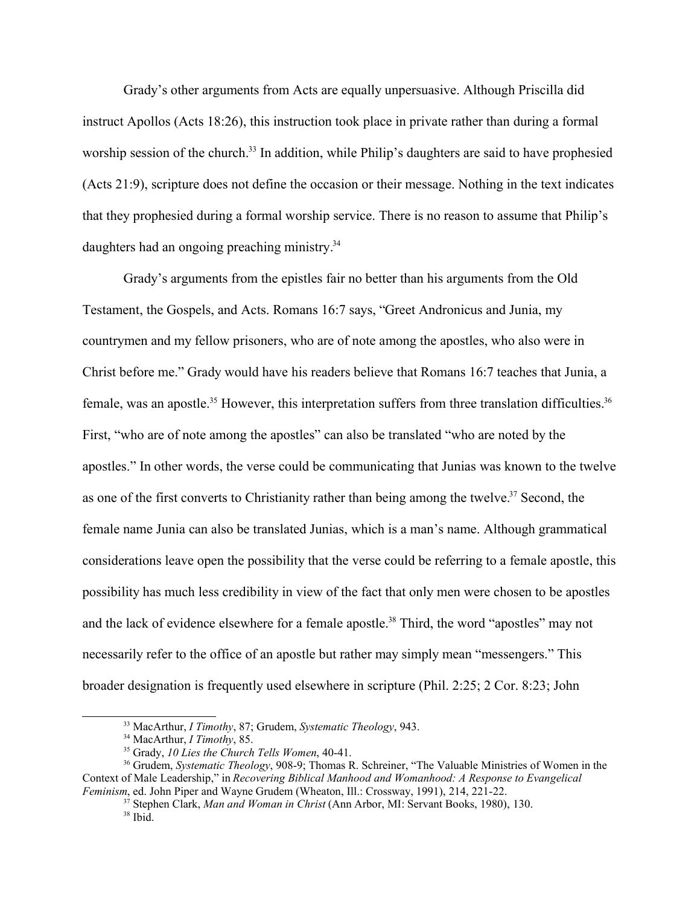Grady's other arguments from Acts are equally unpersuasive. Although Priscilla did instruct Apollos (Acts 18:26), this instruction took place in private rather than during a formal worship session of the church.[33] In addition, while Philip's daughters are said to have prophesied (Acts 21:9), scripture does not define the occasion or their message. Nothing in the text indicates that they prophesied during a formal worship service. There is no reason to assume that Philip's daughters had an ongoing preaching ministry.[34]

Grady's arguments from the epistles fair no better than his arguments from the Old Testament, the Gospels, and Acts. Romans 16:7 says, "Greet Andronicus and Junia, my countrymen and my fellow prisoners, who are of note among the apostles, who also were in Christ before me." Grady would have his readers believe that Romans 16:7 teaches that Junia, a female, was an apostle.[35] However, this interpretation suffers from three translation difficulties.[36] First, "who are of note among the apostles" can also be translated "who are noted by the apostles." In other words, the verse could be communicating that Junias was known to the twelve as one of the first converts to Christianity rather than being among the twelve.[37] Second, the female name Junia can also be translated Junias, which is a man's name. Although grammatical considerations leave open the possibility that the verse could be referring to a female apostle, this possibility has much less credibility in view of the fact that only men were chosen to be apostles and the lack of evidence elsewhere for a female apostle.[38] Third, the word "apostles" may not necessarily refer to the office of an apostle but rather may simply mean "messengers." This broader designation is frequently used elsewhere in scripture (Phil. 2:25; 2 Cor. 8:23; John

---

[33] MacArthur, *I Timothy*, 87; Grudem, *Systematic Theology*, 943.

[34] MacArthur, *I Timothy*, 85.

[35] Grady, *10 Lies the Church Tells Women*, 40-41.

[36] Grudem, *Systematic Theology*, 908-9; Thomas R. Schreiner, "The Valuable Ministries of Women in the Context of Male Leadership," in *Recovering Biblical Manhood and Womanhood: A Response to Evangelical Feminism*, ed. John Piper and Wayne Grudem (Wheaton, Ill.: Crossway, 1991), 214, 221-22.

[37] Stephen Clark, *Man and Woman in Christ* (Ann Arbor, MI: Servant Books, 1980), 130.

[38] Ibid.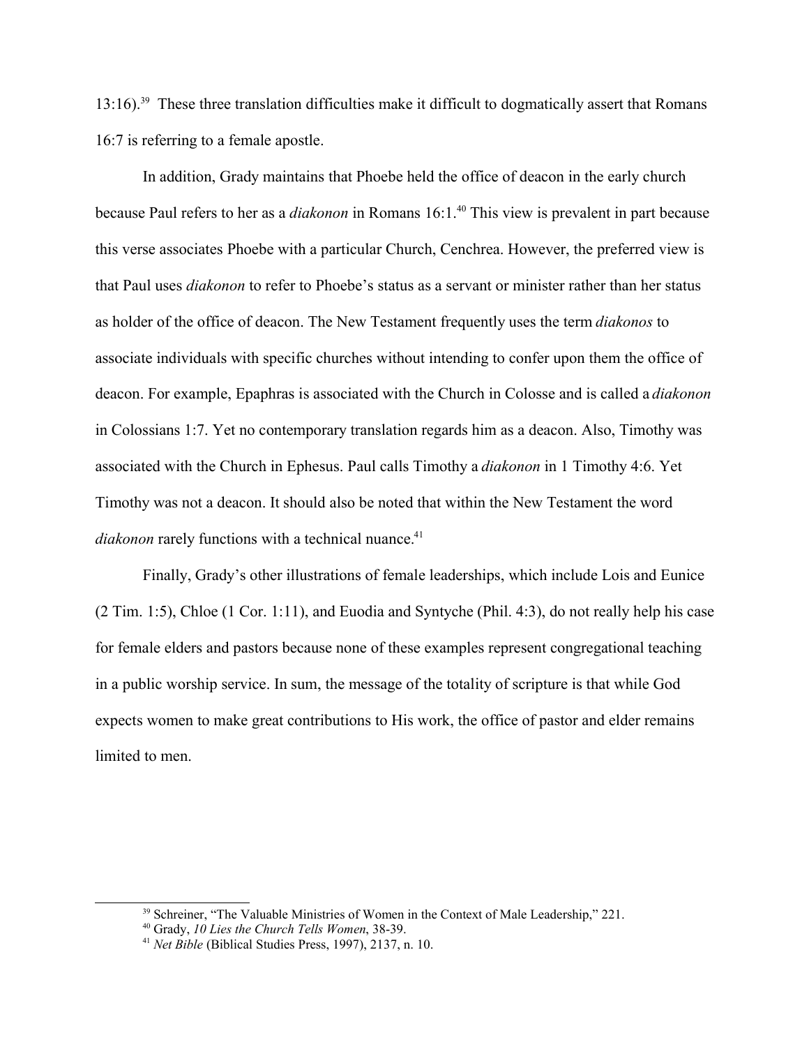13:16).[39] These three translation difficulties make it difficult to dogmatically assert that Romans 16:7 is referring to a female apostle.

In addition, Grady maintains that Phoebe held the office of deacon in the early church because Paul refers to her as a *diakonon* in Romans 16:1.[40] This view is prevalent in part because this verse associates Phoebe with a particular Church, Cenchrea. However, the preferred view is that Paul uses *diakonon* to refer to Phoebe's status as a servant or minister rather than her status as holder of the office of deacon. The New Testament frequently uses the term *diakonos* to associate individuals with specific churches without intending to confer upon them the office of deacon. For example, Epaphras is associated with the Church in Colosse and is called a *diakonon* in Colossians 1:7. Yet no contemporary translation regards him as a deacon. Also, Timothy was associated with the Church in Ephesus. Paul calls Timothy a *diakonon* in 1 Timothy 4:6. Yet Timothy was not a deacon. It should also be noted that within the New Testament the word *diakonon* rarely functions with a technical nuance.[41]

Finally, Grady's other illustrations of female leaderships, which include Lois and Eunice (2 Tim. 1:5), Chloe (1 Cor. 1:11), and Euodia and Syntyche (Phil. 4:3), do not really help his case for female elders and pastors because none of these examples represent congregational teaching in a public worship service. In sum, the message of the totality of scripture is that while God expects women to make great contributions to His work, the office of pastor and elder remains limited to men.

---

[39] Schreiner, "The Valuable Ministries of Women in the Context of Male Leadership," 221.

[40] Grady, *10 Lies the Church Tells Women*, 38-39.

[41] *Net Bible* (Biblical Studies Press, 1997), 2137, n. 10.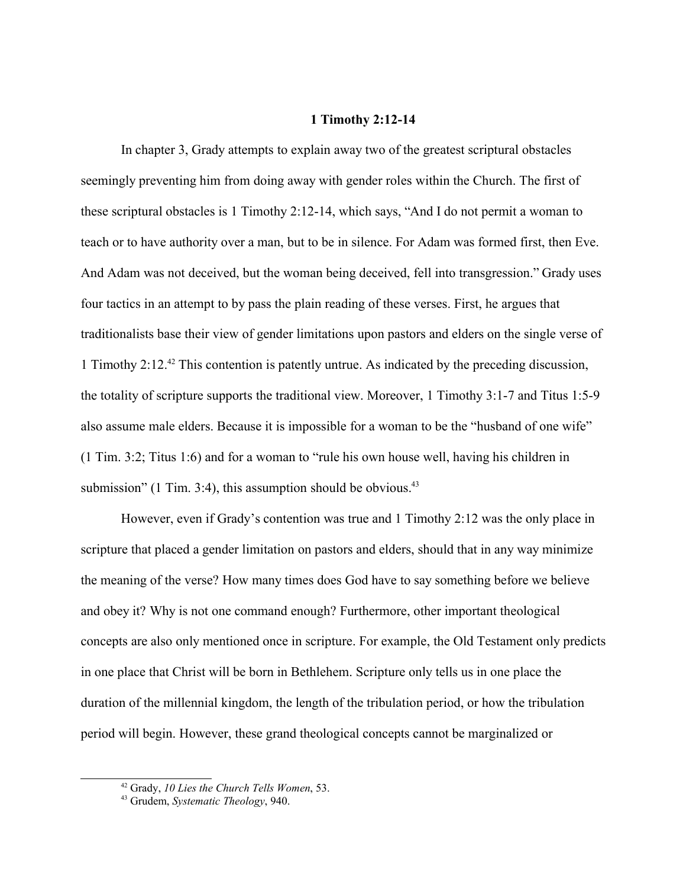## 1 Timothy 2:12-14

In chapter 3, Grady attempts to explain away two of the greatest scriptural obstacles seemingly preventing him from doing away with gender roles within the Church. The first of these scriptural obstacles is 1 Timothy 2:12-14, which says, "And I do not permit a woman to teach or to have authority over a man, but to be in silence. For Adam was formed first, then Eve. And Adam was not deceived, but the woman being deceived, fell into transgression." Grady uses four tactics in an attempt to by pass the plain reading of these verses. First, he argues that traditionalists base their view of gender limitations upon pastors and elders on the single verse of 1 Timothy 2:12.[42] This contention is patently untrue. As indicated by the preceding discussion, the totality of scripture supports the traditional view. Moreover, 1 Timothy 3:1-7 and Titus 1:5-9 also assume male elders. Because it is impossible for a woman to be the "husband of one wife" (1 Tim. 3:2; Titus 1:6) and for a woman to "rule his own house well, having his children in submission" (1 Tim. 3:4), this assumption should be obvious.[43]

However, even if Grady's contention was true and 1 Timothy 2:12 was the only place in scripture that placed a gender limitation on pastors and elders, should that in any way minimize the meaning of the verse? How many times does God have to say something before we believe and obey it? Why is not one command enough? Furthermore, other important theological concepts are also only mentioned once in scripture. For example, the Old Testament only predicts in one place that Christ will be born in Bethlehem. Scripture only tells us in one place the duration of the millennial kingdom, the length of the tribulation period, or how the tribulation period will begin. However, these grand theological concepts cannot be marginalized or

---

[42] Grady, *10 Lies the Church Tells Women*, 53.

[43] Grudem, *Systematic Theology*, 940.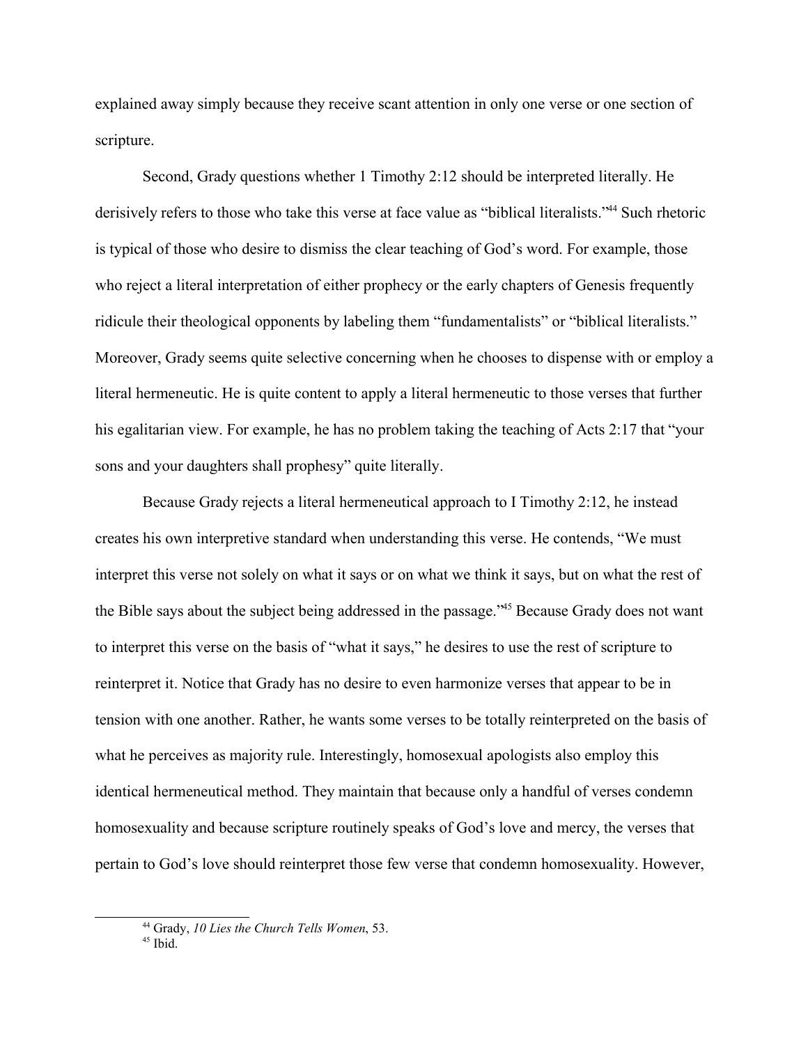explained away simply because they receive scant attention in only one verse or one section of scripture.

Second, Grady questions whether 1 Timothy 2:12 should be interpreted literally. He derisively refers to those who take this verse at face value as "biblical literalists."[44] Such rhetoric is typical of those who desire to dismiss the clear teaching of God's word. For example, those who reject a literal interpretation of either prophecy or the early chapters of Genesis frequently ridicule their theological opponents by labeling them "fundamentalists" or "biblical literalists." Moreover, Grady seems quite selective concerning when he chooses to dispense with or employ a literal hermeneutic. He is quite content to apply a literal hermeneutic to those verses that further his egalitarian view. For example, he has no problem taking the teaching of Acts 2:17 that "your sons and your daughters shall prophesy" quite literally.

Because Grady rejects a literal hermeneutical approach to I Timothy 2:12, he instead creates his own interpretive standard when understanding this verse. He contends, "We must interpret this verse not solely on what it says or on what we think it says, but on what the rest of the Bible says about the subject being addressed in the passage."[45] Because Grady does not want to interpret this verse on the basis of "what it says," he desires to use the rest of scripture to reinterpret it. Notice that Grady has no desire to even harmonize verses that appear to be in tension with one another. Rather, he wants some verses to be totally reinterpreted on the basis of what he perceives as majority rule. Interestingly, homosexual apologists also employ this identical hermeneutical method. They maintain that because only a handful of verses condemn homosexuality and because scripture routinely speaks of God's love and mercy, the verses that pertain to God's love should reinterpret those few verse that condemn homosexuality. However,

---

[44] Grady, *10 Lies the Church Tells Women*, 53.

[45] Ibid.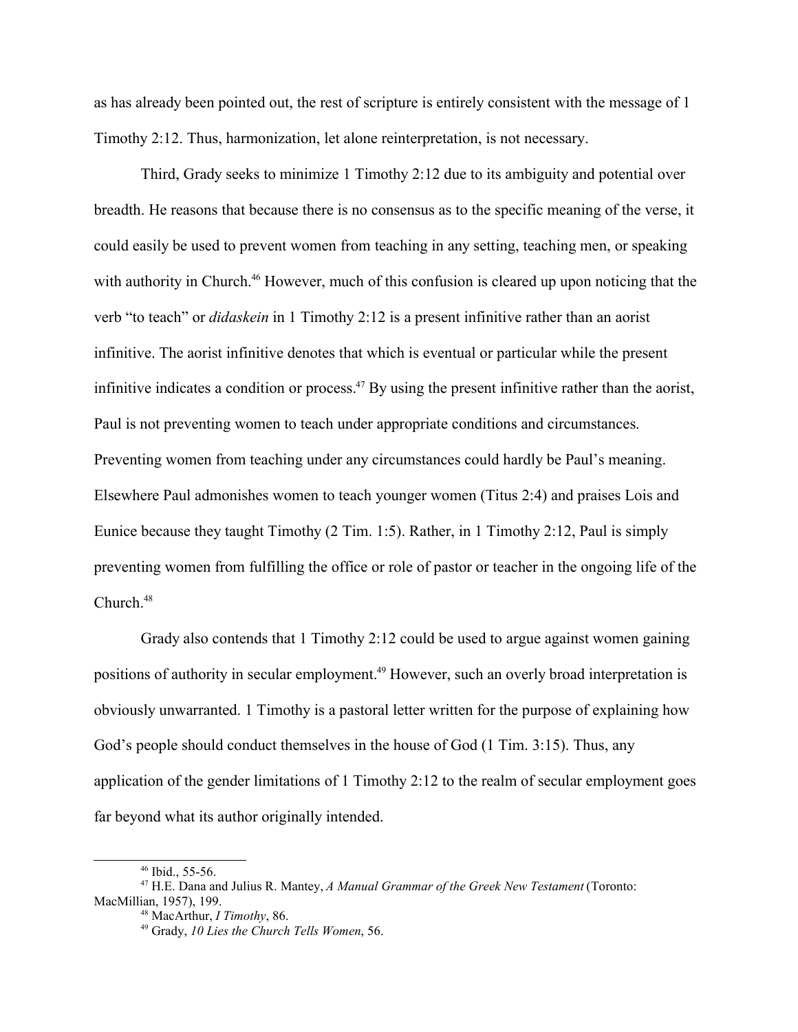as has already been pointed out, the rest of scripture is entirely consistent with the message of 1 Timothy 2:12. Thus, harmonization, let alone reinterpretation, is not necessary.

Third, Grady seeks to minimize 1 Timothy 2:12 due to its ambiguity and potential over breadth. He reasons that because there is no consensus as to the specific meaning of the verse, it could easily be used to prevent women from teaching in any setting, teaching men, or speaking with authority in Church.[46] However, much of this confusion is cleared up upon noticing that the verb "to teach" or *didaskein* in 1 Timothy 2:12 is a present infinitive rather than an aorist infinitive. The aorist infinitive denotes that which is eventual or particular while the present infinitive indicates a condition or process.[47] By using the present infinitive rather than the aorist, Paul is not preventing women to teach under appropriate conditions and circumstances. Preventing women from teaching under any circumstances could hardly be Paul's meaning. Elsewhere Paul admonishes women to teach younger women (Titus 2:4) and praises Lois and Eunice because they taught Timothy (2 Tim. 1:5). Rather, in 1 Timothy 2:12, Paul is simply preventing women from fulfilling the office or role of pastor or teacher in the ongoing life of the Church.[48]

Grady also contends that 1 Timothy 2:12 could be used to argue against women gaining positions of authority in secular employment.[49] However, such an overly broad interpretation is obviously unwarranted. 1 Timothy is a pastoral letter written for the purpose of explaining how God's people should conduct themselves in the house of God (1 Tim. 3:15). Thus, any application of the gender limitations of 1 Timothy 2:12 to the realm of secular employment goes far beyond what its author originally intended.

---

[46] Ibid., 55-56.

[47] H.E. Dana and Julius R. Mantey, *A Manual Grammar of the Greek New Testament* (Toronto: MacMillian, 1957), 199.

[48] MacArthur, *I Timothy*, 86.

[49] Grady, *10 Lies the Church Tells Women*, 56.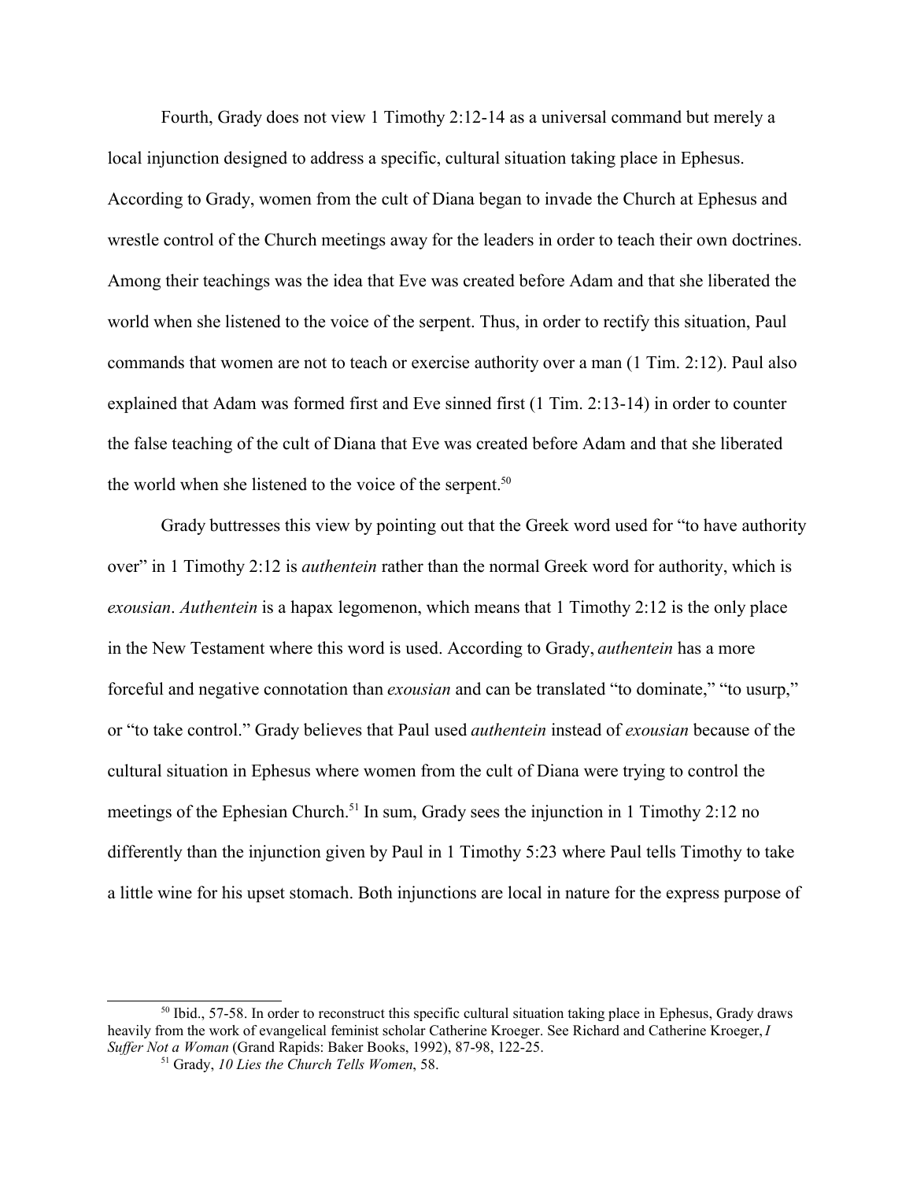Fourth, Grady does not view 1 Timothy 2:12-14 as a universal command but merely a local injunction designed to address a specific, cultural situation taking place in Ephesus. According to Grady, women from the cult of Diana began to invade the Church at Ephesus and wrestle control of the Church meetings away for the leaders in order to teach their own doctrines. Among their teachings was the idea that Eve was created before Adam and that she liberated the world when she listened to the voice of the serpent. Thus, in order to rectify this situation, Paul commands that women are not to teach or exercise authority over a man (1 Tim. 2:12). Paul also explained that Adam was formed first and Eve sinned first (1 Tim. 2:13-14) in order to counter the false teaching of the cult of Diana that Eve was created before Adam and that she liberated the world when she listened to the voice of the serpent.[50]

Grady buttresses this view by pointing out that the Greek word used for "to have authority over" in 1 Timothy 2:12 is *authentein* rather than the normal Greek word for authority, which is *exousian*. *Authentein* is a hapax legomenon, which means that 1 Timothy 2:12 is the only place in the New Testament where this word is used. According to Grady, *authentein* has a more forceful and negative connotation than *exousian* and can be translated "to dominate," "to usurp," or "to take control." Grady believes that Paul used *authentein* instead of *exousian* because of the cultural situation in Ephesus where women from the cult of Diana were trying to control the meetings of the Ephesian Church.[51] In sum, Grady sees the injunction in 1 Timothy 2:12 no differently than the injunction given by Paul in 1 Timothy 5:23 where Paul tells Timothy to take a little wine for his upset stomach. Both injunctions are local in nature for the express purpose of

---

[50] Ibid., 57-58. In order to reconstruct this specific cultural situation taking place in Ephesus, Grady draws heavily from the work of evangelical feminist scholar Catherine Kroeger. See Richard and Catherine Kroeger, *I Suffer Not a Woman* (Grand Rapids: Baker Books, 1992), 87-98, 122-25.

[51] Grady, *10 Lies the Church Tells Women*, 58.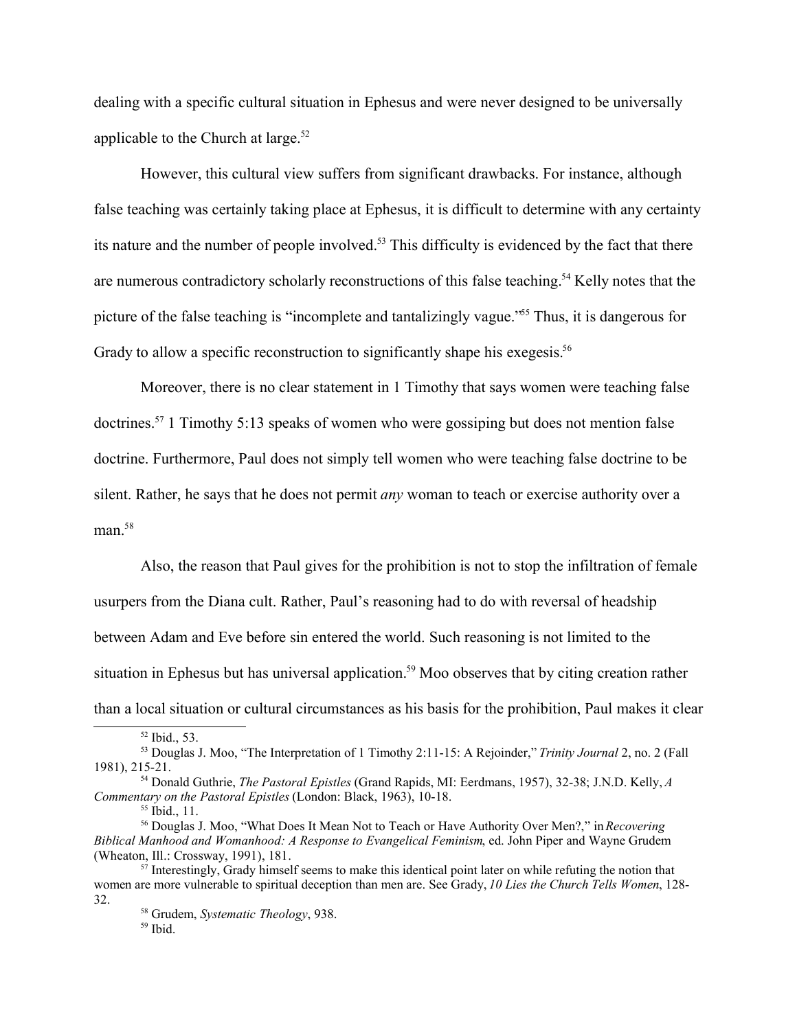dealing with a specific cultural situation in Ephesus and were never designed to be universally applicable to the Church at large.[52]

However, this cultural view suffers from significant drawbacks. For instance, although false teaching was certainly taking place at Ephesus, it is difficult to determine with any certainty its nature and the number of people involved.[53] This difficulty is evidenced by the fact that there are numerous contradictory scholarly reconstructions of this false teaching.[54] Kelly notes that the picture of the false teaching is "incomplete and tantalizingly vague."[55] Thus, it is dangerous for Grady to allow a specific reconstruction to significantly shape his exegesis.[56]

Moreover, there is no clear statement in 1 Timothy that says women were teaching false doctrines.[57] 1 Timothy 5:13 speaks of women who were gossiping but does not mention false doctrine. Furthermore, Paul does not simply tell women who were teaching false doctrine to be silent. Rather, he says that he does not permit *any* woman to teach or exercise authority over a man.[58]

Also, the reason that Paul gives for the prohibition is not to stop the infiltration of female usurpers from the Diana cult. Rather, Paul's reasoning had to do with reversal of headship between Adam and Eve before sin entered the world. Such reasoning is not limited to the situation in Ephesus but has universal application.[59] Moo observes that by citing creation rather than a local situation or cultural circumstances as his basis for the prohibition, Paul makes it clear

---

[52] Ibid., 53.

[53] Douglas J. Moo, "The Interpretation of 1 Timothy 2:11-15: A Rejoinder," *Trinity Journal* 2, no. 2 (Fall 1981), 215-21.

[54] Donald Guthrie, *The Pastoral Epistles* (Grand Rapids, MI: Eerdmans, 1957), 32-38; J.N.D. Kelly, *A Commentary on the Pastoral Epistles* (London: Black, 1963), 10-18.

[55] Ibid., 11.

[56] Douglas J. Moo, "What Does It Mean Not to Teach or Have Authority Over Men?," in *Recovering Biblical Manhood and Womanhood: A Response to Evangelical Feminism*, ed. John Piper and Wayne Grudem (Wheaton, Ill.: Crossway, 1991), 181.

[57] Interestingly, Grady himself seems to make this identical point later on while refuting the notion that women are more vulnerable to spiritual deception than men are. See Grady, *10 Lies the Church Tells Women*, 128-32.

[58] Grudem, *Systematic Theology*, 938.

[59] Ibid.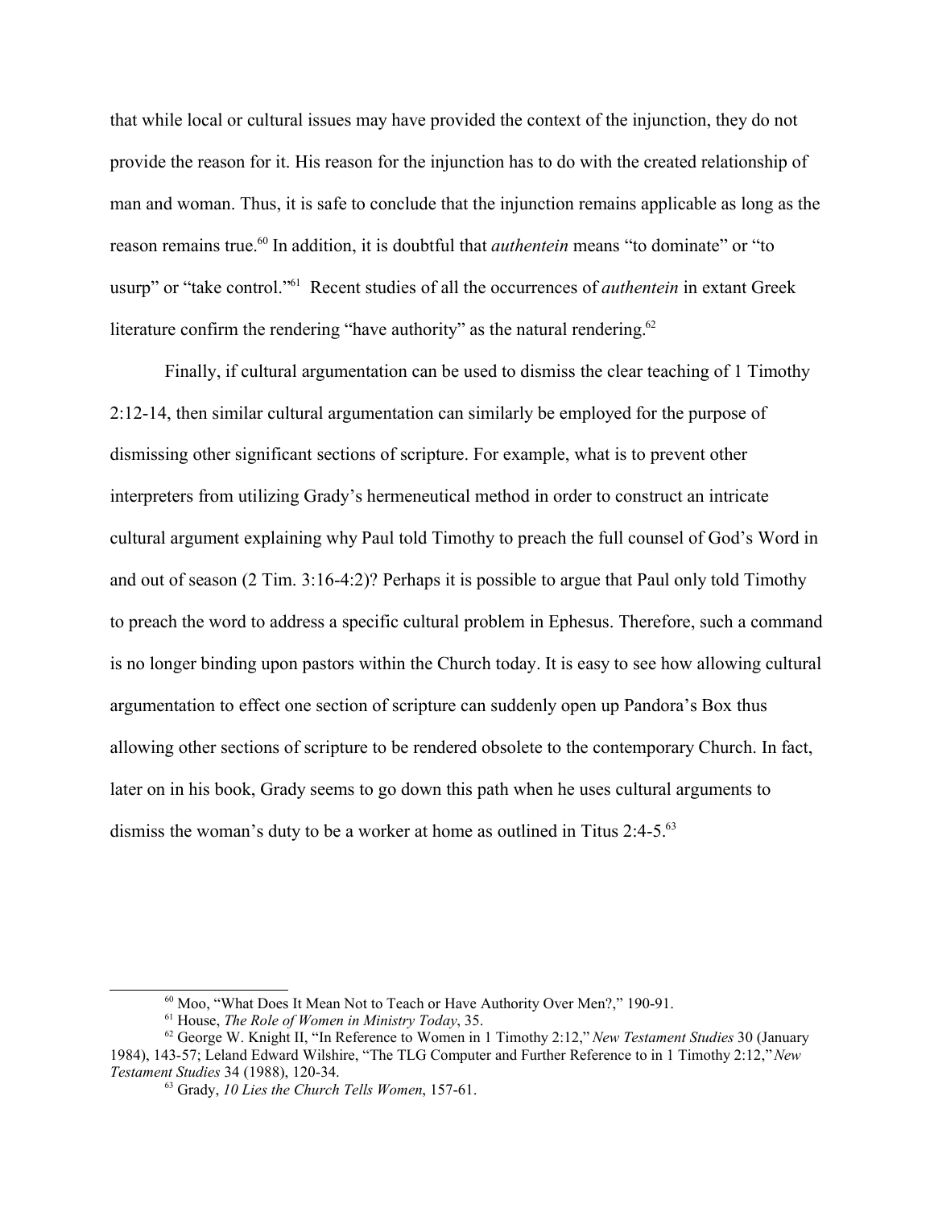that while local or cultural issues may have provided the context of the injunction, they do not provide the reason for it. His reason for the injunction has to do with the created relationship of man and woman. Thus, it is safe to conclude that the injunction remains applicable as long as the reason remains true.[60] In addition, it is doubtful that *authentein* means "to dominate" or "to usurp" or "take control."[61] Recent studies of all the occurrences of *authentein* in extant Greek literature confirm the rendering "have authority" as the natural rendering.[62]

Finally, if cultural argumentation can be used to dismiss the clear teaching of 1 Timothy 2:12-14, then similar cultural argumentation can similarly be employed for the purpose of dismissing other significant sections of scripture. For example, what is to prevent other interpreters from utilizing Grady's hermeneutical method in order to construct an intricate cultural argument explaining why Paul told Timothy to preach the full counsel of God's Word in and out of season (2 Tim. 3:16-4:2)? Perhaps it is possible to argue that Paul only told Timothy to preach the word to address a specific cultural problem in Ephesus. Therefore, such a command is no longer binding upon pastors within the Church today. It is easy to see how allowing cultural argumentation to effect one section of scripture can suddenly open up Pandora's Box thus allowing other sections of scripture to be rendered obsolete to the contemporary Church. In fact, later on in his book, Grady seems to go down this path when he uses cultural arguments to dismiss the woman's duty to be a worker at home as outlined in Titus 2:4-5.[63]

---

[60] Moo, "What Does It Mean Not to Teach or Have Authority Over Men?," 190-91.

[61] House, *The Role of Women in Ministry Today*, 35.

[62] George W. Knight II, "In Reference to Women in 1 Timothy 2:12," *New Testament Studies* 30 (January 1984), 143-57; Leland Edward Wilshire, "The TLG Computer and Further Reference to in 1 Timothy 2:12," *New Testament Studies* 34 (1988), 120-34.

[63] Grady, *10 Lies the Church Tells Women*, 157-61.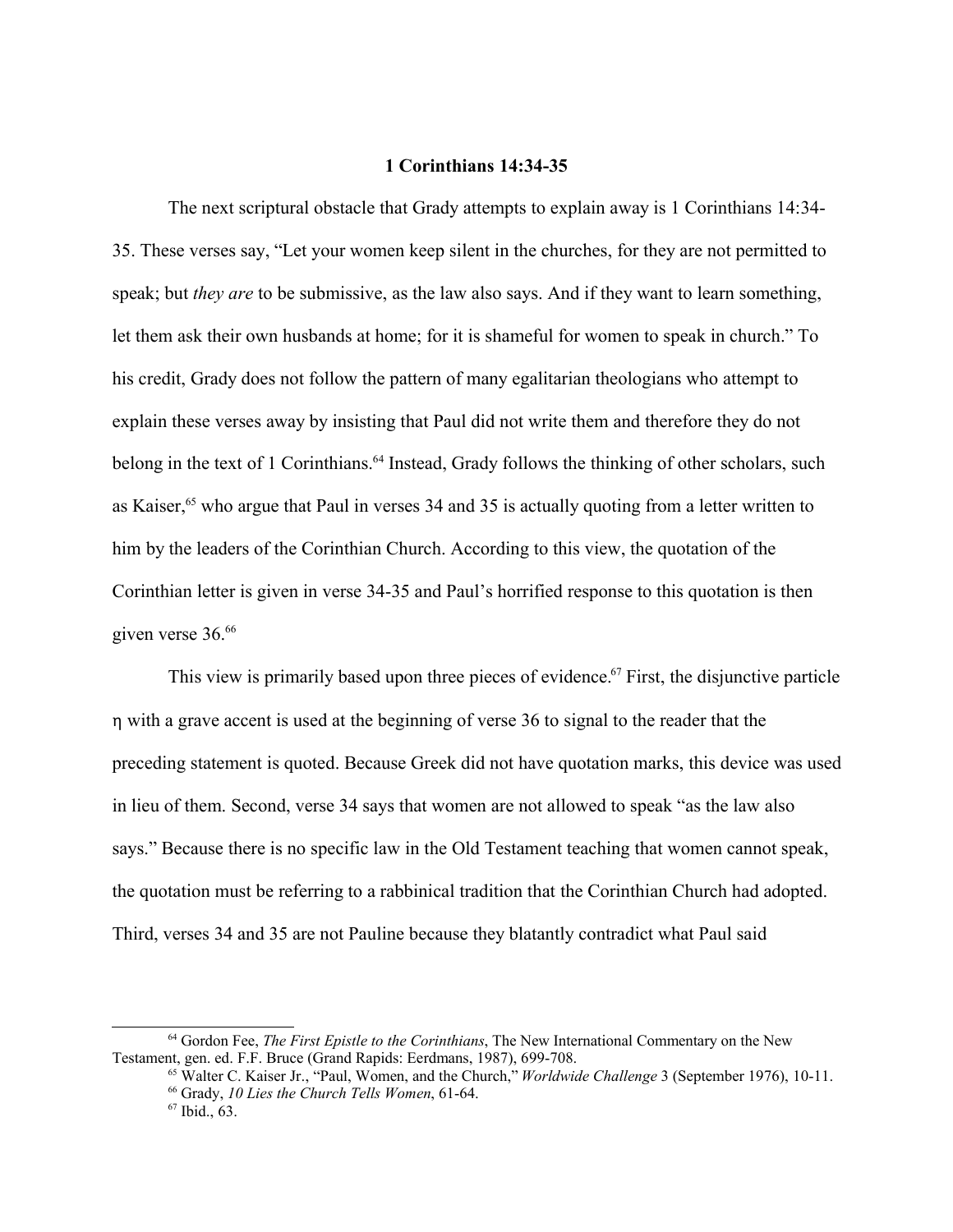### 1 Corinthians 14:34-35

The next scriptural obstacle that Grady attempts to explain away is 1 Corinthians 14:34-35. These verses say, "Let your women keep silent in the churches, for they are not permitted to speak; but *they are* to be submissive, as the law also says. And if they want to learn something, let them ask their own husbands at home; for it is shameful for women to speak in church." To his credit, Grady does not follow the pattern of many egalitarian theologians who attempt to explain these verses away by insisting that Paul did not write them and therefore they do not belong in the text of 1 Corinthians.[64] Instead, Grady follows the thinking of other scholars, such as Kaiser,[65] who argue that Paul in verses 34 and 35 is actually quoting from a letter written to him by the leaders of the Corinthian Church. According to this view, the quotation of the Corinthian letter is given in verse 34-35 and Paul's horrified response to this quotation is then given verse 36.[66]

This view is primarily based upon three pieces of evidence.[67] First, the disjunctive particle η with a grave accent is used at the beginning of verse 36 to signal to the reader that the preceding statement is quoted. Because Greek did not have quotation marks, this device was used in lieu of them. Second, verse 34 says that women are not allowed to speak "as the law also says." Because there is no specific law in the Old Testament teaching that women cannot speak, the quotation must be referring to a rabbinical tradition that the Corinthian Church had adopted. Third, verses 34 and 35 are not Pauline because they blatantly contradict what Paul said

---

[64] Gordon Fee, *The First Epistle to the Corinthians*, The New International Commentary on the New Testament, gen. ed. F.F. Bruce (Grand Rapids: Eerdmans, 1987), 699-708.

[65] Walter C. Kaiser Jr., "Paul, Women, and the Church," *Worldwide Challenge* 3 (September 1976), 10-11.

[66] Grady, *10 Lies the Church Tells Women*, 61-64.

[67] Ibid., 63.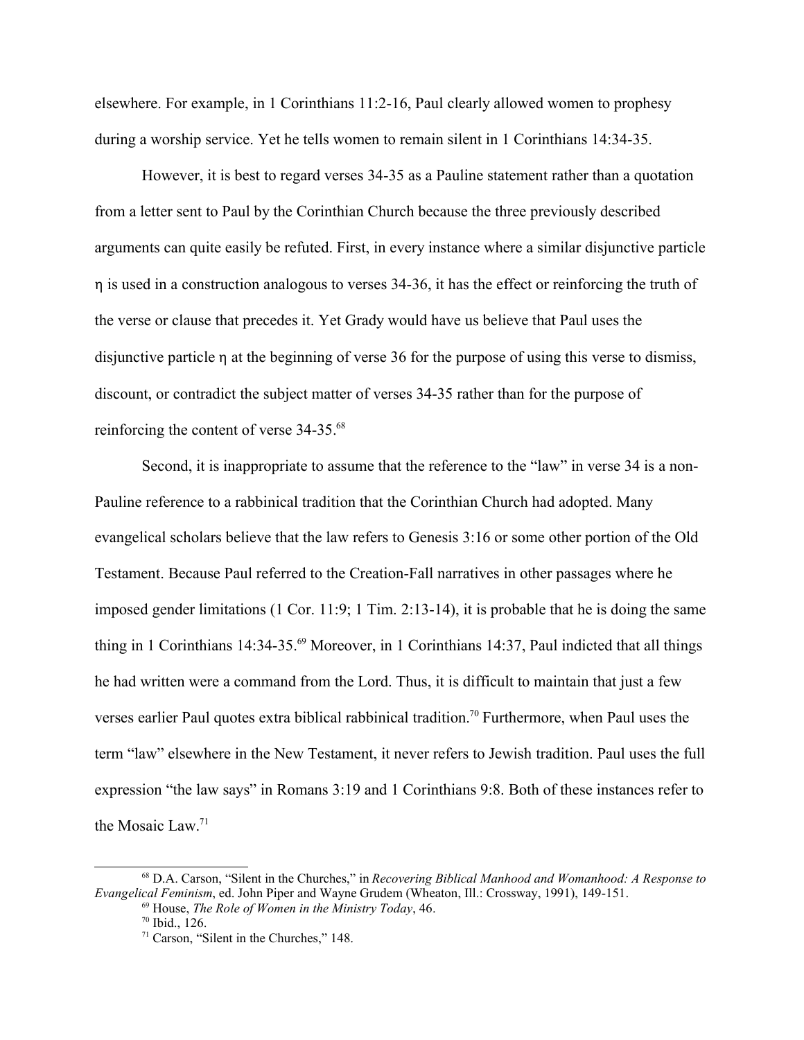elsewhere. For example, in 1 Corinthians 11:2-16, Paul clearly allowed women to prophesy during a worship service. Yet he tells women to remain silent in 1 Corinthians 14:34-35.

However, it is best to regard verses 34-35 as a Pauline statement rather than a quotation from a letter sent to Paul by the Corinthian Church because the three previously described arguments can quite easily be refuted. First, in every instance where a similar disjunctive particle η is used in a construction analogous to verses 34-36, it has the effect or reinforcing the truth of the verse or clause that precedes it. Yet Grady would have us believe that Paul uses the disjunctive particle η at the beginning of verse 36 for the purpose of using this verse to dismiss, discount, or contradict the subject matter of verses 34-35 rather than for the purpose of reinforcing the content of verse 34-35.[68]

Second, it is inappropriate to assume that the reference to the "law" in verse 34 is a non-Pauline reference to a rabbinical tradition that the Corinthian Church had adopted. Many evangelical scholars believe that the law refers to Genesis 3:16 or some other portion of the Old Testament. Because Paul referred to the Creation-Fall narratives in other passages where he imposed gender limitations (1 Cor. 11:9; 1 Tim. 2:13-14), it is probable that he is doing the same thing in 1 Corinthians 14:34-35.[69] Moreover, in 1 Corinthians 14:37, Paul indicted that all things he had written were a command from the Lord. Thus, it is difficult to maintain that just a few verses earlier Paul quotes extra biblical rabbinical tradition.[70] Furthermore, when Paul uses the term "law" elsewhere in the New Testament, it never refers to Jewish tradition. Paul uses the full expression "the law says" in Romans 3:19 and 1 Corinthians 9:8. Both of these instances refer to the Mosaic Law.[71]

---

[68] D.A. Carson, "Silent in the Churches," in *Recovering Biblical Manhood and Womanhood: A Response to Evangelical Feminism*, ed. John Piper and Wayne Grudem (Wheaton, Ill.: Crossway, 1991), 149-151.

[69] House, *The Role of Women in the Ministry Today*, 46.

[70] Ibid., 126.

[71] Carson, "Silent in the Churches," 148.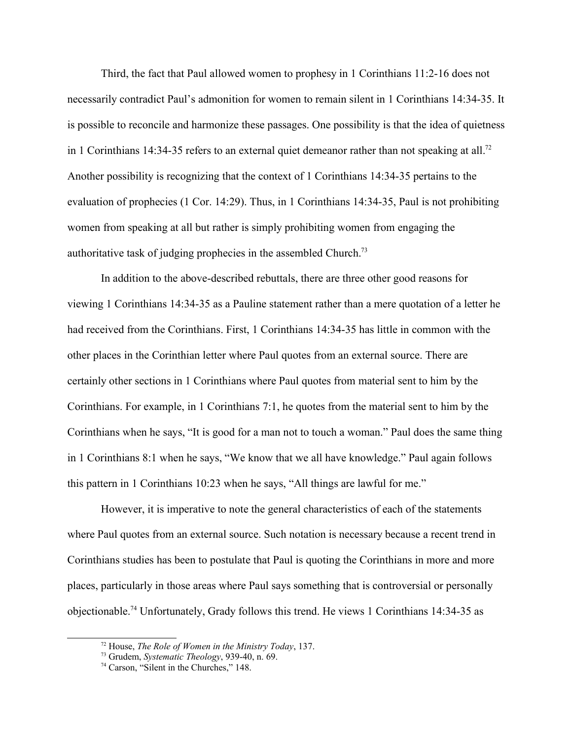Third, the fact that Paul allowed women to prophesy in 1 Corinthians 11:2-16 does not necessarily contradict Paul's admonition for women to remain silent in 1 Corinthians 14:34-35. It is possible to reconcile and harmonize these passages. One possibility is that the idea of quietness in 1 Corinthians 14:34-35 refers to an external quiet demeanor rather than not speaking at all.[72] Another possibility is recognizing that the context of 1 Corinthians 14:34-35 pertains to the evaluation of prophecies (1 Cor. 14:29). Thus, in 1 Corinthians 14:34-35, Paul is not prohibiting women from speaking at all but rather is simply prohibiting women from engaging the authoritative task of judging prophecies in the assembled Church.[73]

In addition to the above-described rebuttals, there are three other good reasons for viewing 1 Corinthians 14:34-35 as a Pauline statement rather than a mere quotation of a letter he had received from the Corinthians. First, 1 Corinthians 14:34-35 has little in common with the other places in the Corinthian letter where Paul quotes from an external source. There are certainly other sections in 1 Corinthians where Paul quotes from material sent to him by the Corinthians. For example, in 1 Corinthians 7:1, he quotes from the material sent to him by the Corinthians when he says, "It is good for a man not to touch a woman." Paul does the same thing in 1 Corinthians 8:1 when he says, "We know that we all have knowledge." Paul again follows this pattern in 1 Corinthians 10:23 when he says, "All things are lawful for me."

However, it is imperative to note the general characteristics of each of the statements where Paul quotes from an external source. Such notation is necessary because a recent trend in Corinthians studies has been to postulate that Paul is quoting the Corinthians in more and more places, particularly in those areas where Paul says something that is controversial or personally objectionable.[74] Unfortunately, Grady follows this trend. He views 1 Corinthians 14:34-35 as

---

[72] House, *The Role of Women in the Ministry Today*, 137.

[73] Grudem, *Systematic Theology*, 939-40, n. 69.

[74] Carson, "Silent in the Churches," 148.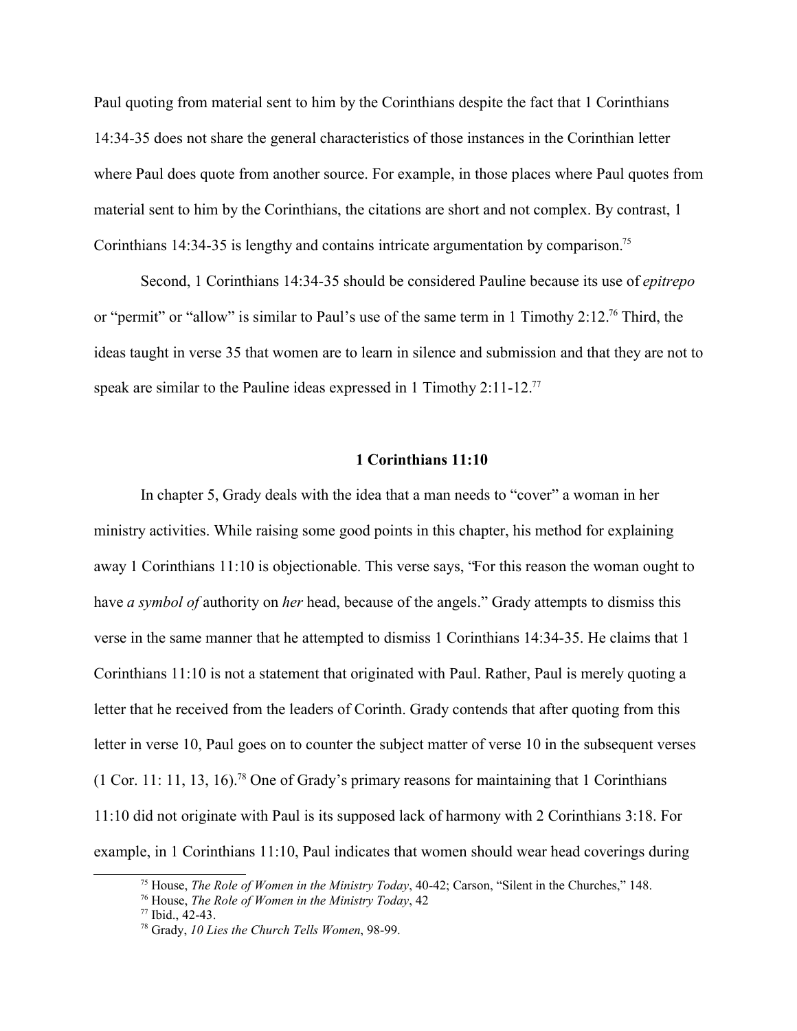Paul quoting from material sent to him by the Corinthians despite the fact that 1 Corinthians 14:34-35 does not share the general characteristics of those instances in the Corinthian letter where Paul does quote from another source. For example, in those places where Paul quotes from material sent to him by the Corinthians, the citations are short and not complex. By contrast, 1 Corinthians 14:34-35 is lengthy and contains intricate argumentation by comparison.[75]

Second, 1 Corinthians 14:34-35 should be considered Pauline because its use of *epitrepo* or "permit" or "allow" is similar to Paul's use of the same term in 1 Timothy 2:12.[76] Third, the ideas taught in verse 35 that women are to learn in silence and submission and that they are not to speak are similar to the Pauline ideas expressed in 1 Timothy 2:11-12.[77]

### 1 Corinthians 11:10

In chapter 5, Grady deals with the idea that a man needs to "cover" a woman in her ministry activities. While raising some good points in this chapter, his method for explaining away 1 Corinthians 11:10 is objectionable. This verse says, "For this reason the woman ought to have *a symbol of* authority on *her* head, because of the angels." Grady attempts to dismiss this verse in the same manner that he attempted to dismiss 1 Corinthians 14:34-35. He claims that 1 Corinthians 11:10 is not a statement that originated with Paul. Rather, Paul is merely quoting a letter that he received from the leaders of Corinth. Grady contends that after quoting from this letter in verse 10, Paul goes on to counter the subject matter of verse 10 in the subsequent verses (1 Cor. 11: 11, 13, 16).[78] One of Grady's primary reasons for maintaining that 1 Corinthians 11:10 did not originate with Paul is its supposed lack of harmony with 2 Corinthians 3:18. For example, in 1 Corinthians 11:10, Paul indicates that women should wear head coverings during

[75] House, *The Role of Women in the Ministry Today*, 40-42; Carson, "Silent in the Churches," 148.

[76] House, *The Role of Women in the Ministry Today*, 42

[77] Ibid., 42-43.

[78] Grady, *10 Lies the Church Tells Women*, 98-99.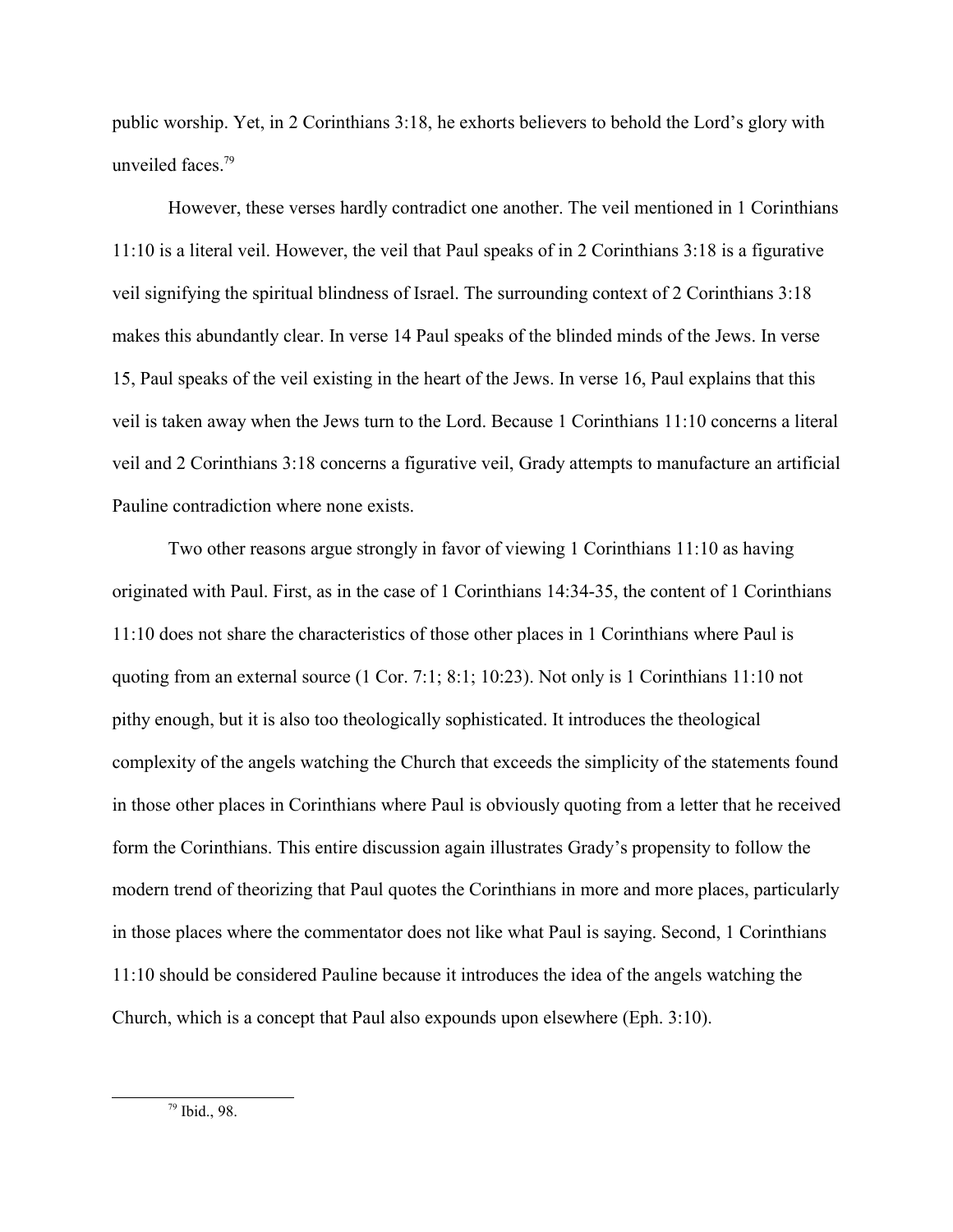public worship. Yet, in 2 Corinthians 3:18, he exhorts believers to behold the Lord's glory with unveiled faces.[79]

However, these verses hardly contradict one another. The veil mentioned in 1 Corinthians 11:10 is a literal veil. However, the veil that Paul speaks of in 2 Corinthians 3:18 is a figurative veil signifying the spiritual blindness of Israel. The surrounding context of 2 Corinthians 3:18 makes this abundantly clear. In verse 14 Paul speaks of the blinded minds of the Jews. In verse 15, Paul speaks of the veil existing in the heart of the Jews. In verse 16, Paul explains that this veil is taken away when the Jews turn to the Lord. Because 1 Corinthians 11:10 concerns a literal veil and 2 Corinthians 3:18 concerns a figurative veil, Grady attempts to manufacture an artificial Pauline contradiction where none exists.

Two other reasons argue strongly in favor of viewing 1 Corinthians 11:10 as having originated with Paul. First, as in the case of 1 Corinthians 14:34-35, the content of 1 Corinthians 11:10 does not share the characteristics of those other places in 1 Corinthians where Paul is quoting from an external source (1 Cor. 7:1; 8:1; 10:23). Not only is 1 Corinthians 11:10 not pithy enough, but it is also too theologically sophisticated. It introduces the theological complexity of the angels watching the Church that exceeds the simplicity of the statements found in those other places in Corinthians where Paul is obviously quoting from a letter that he received form the Corinthians. This entire discussion again illustrates Grady's propensity to follow the modern trend of theorizing that Paul quotes the Corinthians in more and more places, particularly in those places where the commentator does not like what Paul is saying. Second, 1 Corinthians 11:10 should be considered Pauline because it introduces the idea of the angels watching the Church, which is a concept that Paul also expounds upon elsewhere (Eph. 3:10).

[79] Ibid., 98.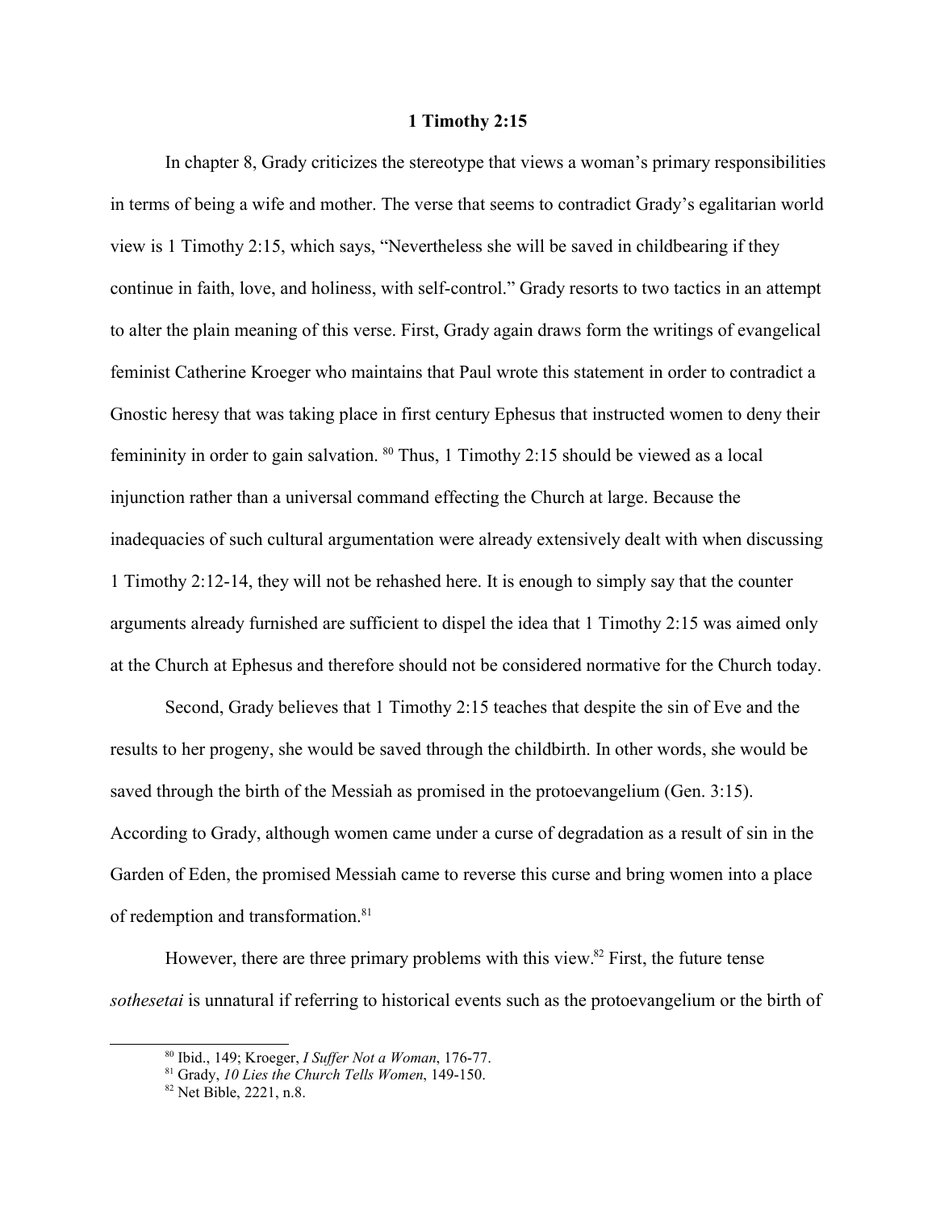**1 Timothy 2:15**

In chapter 8, Grady criticizes the stereotype that views a woman's primary responsibilities in terms of being a wife and mother. The verse that seems to contradict Grady's egalitarian world view is 1 Timothy 2:15, which says, "Nevertheless she will be saved in childbearing if they continue in faith, love, and holiness, with self-control." Grady resorts to two tactics in an attempt to alter the plain meaning of this verse. First, Grady again draws form the writings of evangelical feminist Catherine Kroeger who maintains that Paul wrote this statement in order to contradict a Gnostic heresy that was taking place in first century Ephesus that instructed women to deny their femininity in order to gain salvation. [80] Thus, 1 Timothy 2:15 should be viewed as a local injunction rather than a universal command effecting the Church at large. Because the inadequacies of such cultural argumentation were already extensively dealt with when discussing 1 Timothy 2:12-14, they will not be rehashed here. It is enough to simply say that the counter arguments already furnished are sufficient to dispel the idea that 1 Timothy 2:15 was aimed only at the Church at Ephesus and therefore should not be considered normative for the Church today.

Second, Grady believes that 1 Timothy 2:15 teaches that despite the sin of Eve and the results to her progeny, she would be saved through the childbirth. In other words, she would be saved through the birth of the Messiah as promised in the protoevangelium (Gen. 3:15). According to Grady, although women came under a curse of degradation as a result of sin in the Garden of Eden, the promised Messiah came to reverse this curse and bring women into a place of redemption and transformation.[81]

However, there are three primary problems with this view.[82] First, the future tense *sothesetai* is unnatural if referring to historical events such as the protoevangelium or the birth of

---

[80] Ibid., 149; Kroeger, *I Suffer Not a Woman*, 176-77.

[81] Grady, *10 Lies the Church Tells Women*, 149-150.

[82] Net Bible, 2221, n.8.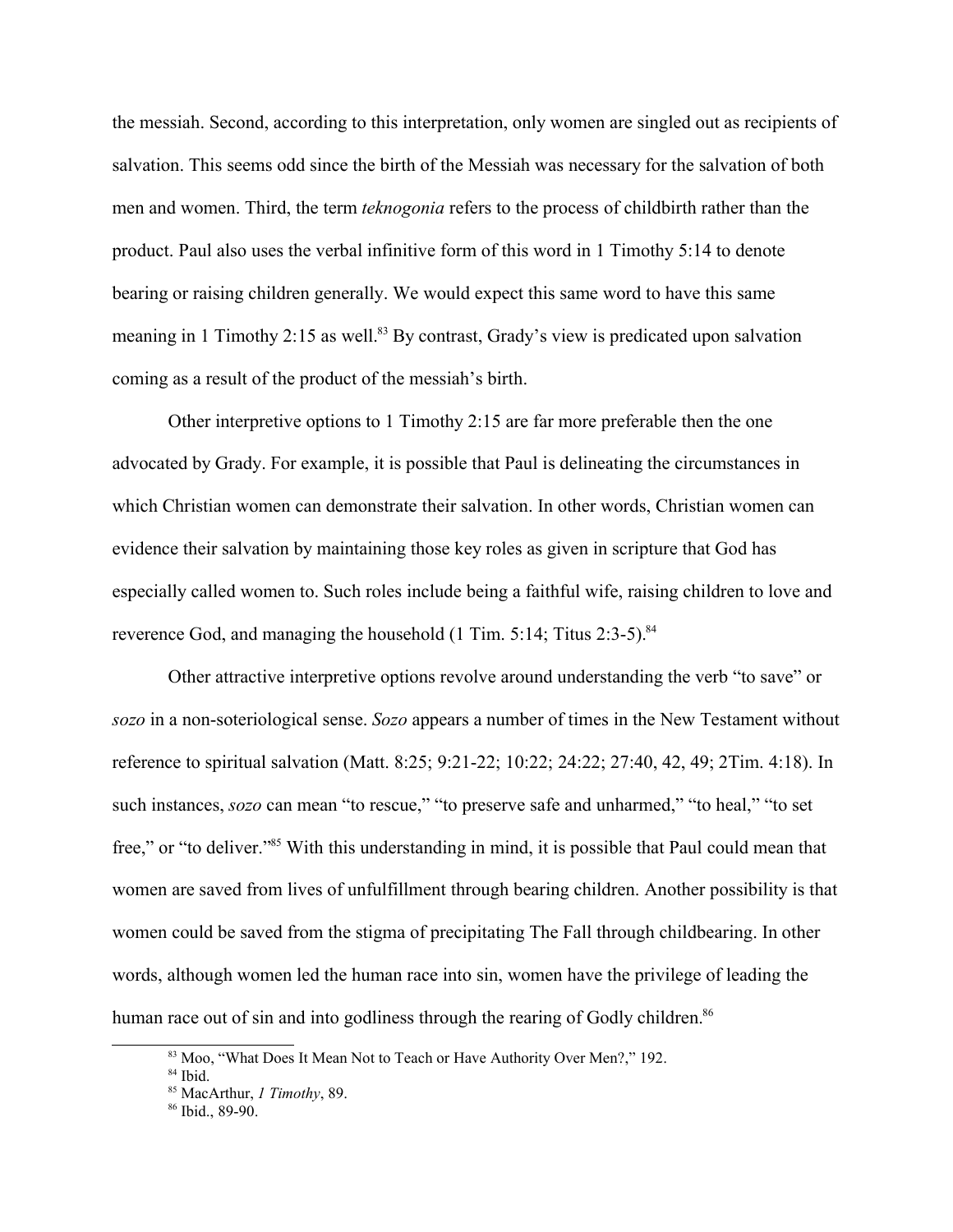the messiah. Second, according to this interpretation, only women are singled out as recipients of salvation. This seems odd since the birth of the Messiah was necessary for the salvation of both men and women. Third, the term *teknogonia* refers to the process of childbirth rather than the product. Paul also uses the verbal infinitive form of this word in 1 Timothy 5:14 to denote bearing or raising children generally. We would expect this same word to have this same meaning in 1 Timothy 2:15 as well.[83] By contrast, Grady's view is predicated upon salvation coming as a result of the product of the messiah's birth.

Other interpretive options to 1 Timothy 2:15 are far more preferable then the one advocated by Grady. For example, it is possible that Paul is delineating the circumstances in which Christian women can demonstrate their salvation. In other words, Christian women can evidence their salvation by maintaining those key roles as given in scripture that God has especially called women to. Such roles include being a faithful wife, raising children to love and reverence God, and managing the household (1 Tim. 5:14; Titus 2:3-5).[84]

Other attractive interpretive options revolve around understanding the verb "to save" or *sozo* in a non-soteriological sense. *Sozo* appears a number of times in the New Testament without reference to spiritual salvation (Matt. 8:25; 9:21-22; 10:22; 24:22; 27:40, 42, 49; 2Tim. 4:18). In such instances, *sozo* can mean "to rescue," "to preserve safe and unharmed," "to heal," "to set free," or "to deliver."[85] With this understanding in mind, it is possible that Paul could mean that women are saved from lives of unfulfillment through bearing children. Another possibility is that women could be saved from the stigma of precipitating The Fall through childbearing. In other words, although women led the human race into sin, women have the privilege of leading the human race out of sin and into godliness through the rearing of Godly children.[86]

---

[83] Moo, "What Does It Mean Not to Teach or Have Authority Over Men?," 192.

[84] Ibid.

[85] MacArthur, *1 Timothy*, 89.

[86] Ibid., 89-90.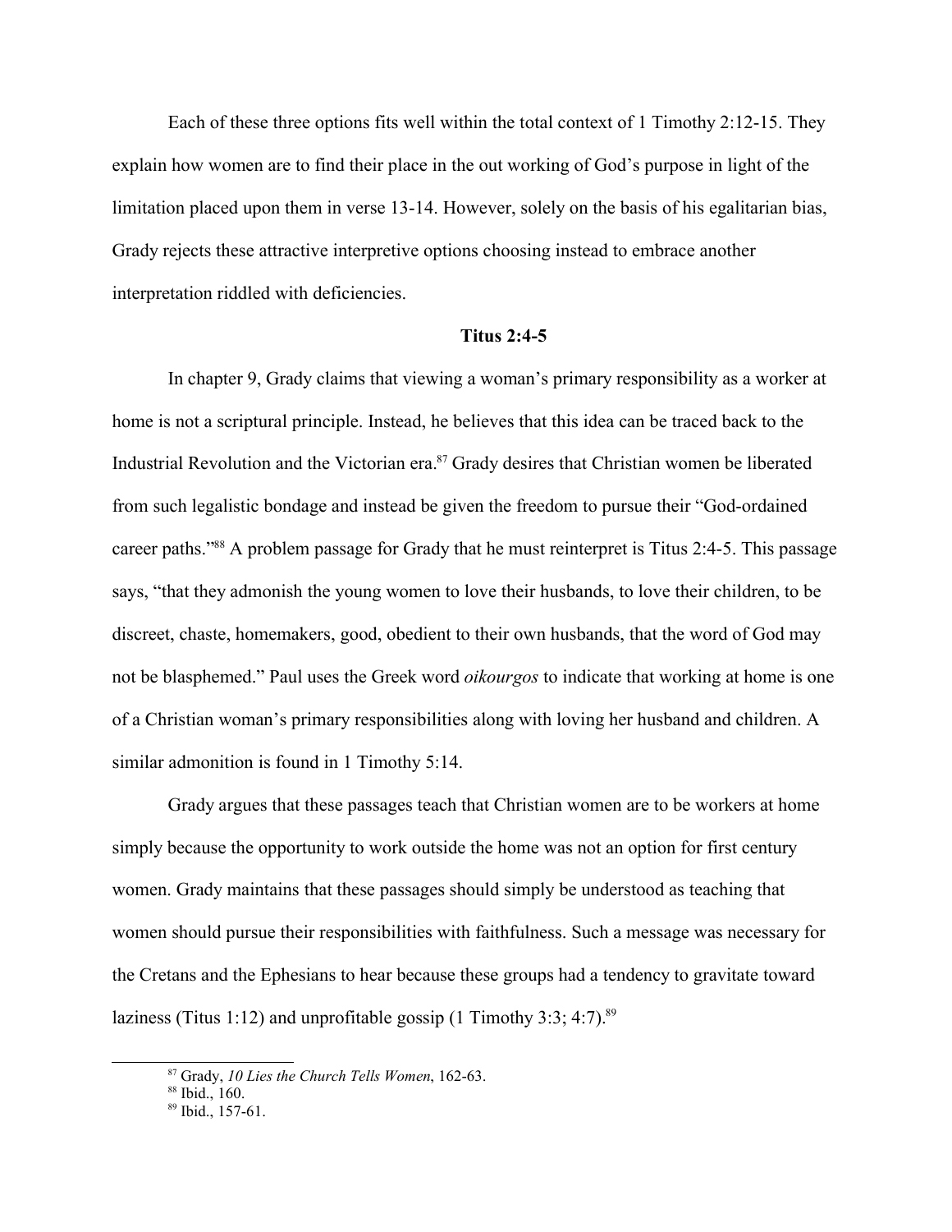Each of these three options fits well within the total context of 1 Timothy 2:12-15. They explain how women are to find their place in the out working of God's purpose in light of the limitation placed upon them in verse 13-14. However, solely on the basis of his egalitarian bias, Grady rejects these attractive interpretive options choosing instead to embrace another interpretation riddled with deficiencies.

### Titus 2:4-5

In chapter 9, Grady claims that viewing a woman's primary responsibility as a worker at home is not a scriptural principle. Instead, he believes that this idea can be traced back to the Industrial Revolution and the Victorian era.[87] Grady desires that Christian women be liberated from such legalistic bondage and instead be given the freedom to pursue their "God-ordained career paths."[88] A problem passage for Grady that he must reinterpret is Titus 2:4-5. This passage says, "that they admonish the young women to love their husbands, to love their children, to be discreet, chaste, homemakers, good, obedient to their own husbands, that the word of God may not be blasphemed." Paul uses the Greek word *oikourgos* to indicate that working at home is one of a Christian woman's primary responsibilities along with loving her husband and children. A similar admonition is found in 1 Timothy 5:14.

Grady argues that these passages teach that Christian women are to be workers at home simply because the opportunity to work outside the home was not an option for first century women. Grady maintains that these passages should simply be understood as teaching that women should pursue their responsibilities with faithfulness. Such a message was necessary for the Cretans and the Ephesians to hear because these groups had a tendency to gravitate toward laziness (Titus 1:12) and unprofitable gossip (1 Timothy 3:3; 4:7).[89]

---

[87] Grady, *10 Lies the Church Tells Women*, 162-63.

[88] Ibid., 160.

[89] Ibid., 157-61.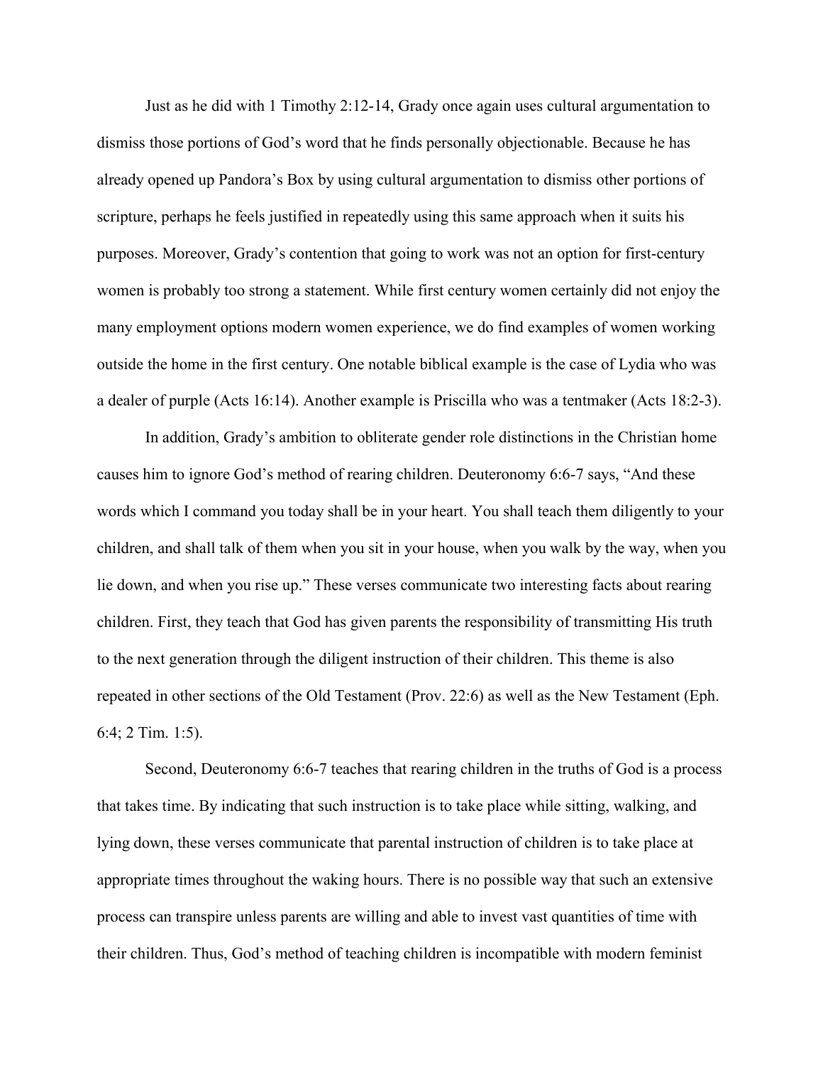Just as he did with 1 Timothy 2:12-14, Grady once again uses cultural argumentation to dismiss those portions of God's word that he finds personally objectionable. Because he has already opened up Pandora's Box by using cultural argumentation to dismiss other portions of scripture, perhaps he feels justified in repeatedly using this same approach when it suits his purposes. Moreover, Grady's contention that going to work was not an option for first-century women is probably too strong a statement. While first century women certainly did not enjoy the many employment options modern women experience, we do find examples of women working outside the home in the first century. One notable biblical example is the case of Lydia who was a dealer of purple (Acts 16:14). Another example is Priscilla who was a tentmaker (Acts 18:2-3).

In addition, Grady's ambition to obliterate gender role distinctions in the Christian home causes him to ignore God's method of rearing children. Deuteronomy 6:6-7 says, "And these words which I command you today shall be in your heart. You shall teach them diligently to your children, and shall talk of them when you sit in your house, when you walk by the way, when you lie down, and when you rise up." These verses communicate two interesting facts about rearing children. First, they teach that God has given parents the responsibility of transmitting His truth to the next generation through the diligent instruction of their children. This theme is also repeated in other sections of the Old Testament (Prov. 22:6) as well as the New Testament (Eph. 6:4; 2 Tim. 1:5).

Second, Deuteronomy 6:6-7 teaches that rearing children in the truths of God is a process that takes time. By indicating that such instruction is to take place while sitting, walking, and lying down, these verses communicate that parental instruction of children is to take place at appropriate times throughout the waking hours. There is no possible way that such an extensive process can transpire unless parents are willing and able to invest vast quantities of time with their children. Thus, God's method of teaching children is incompatible with modern feminist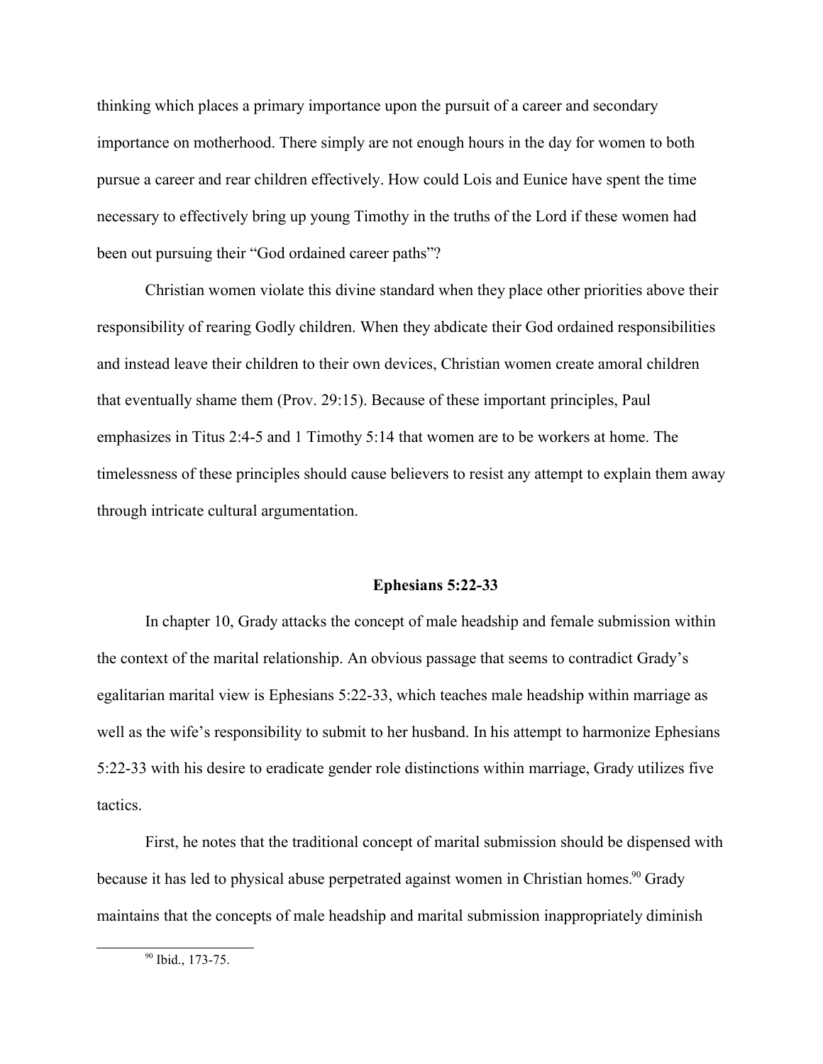thinking which places a primary importance upon the pursuit of a career and secondary importance on motherhood. There simply are not enough hours in the day for women to both pursue a career and rear children effectively. How could Lois and Eunice have spent the time necessary to effectively bring up young Timothy in the truths of the Lord if these women had been out pursuing their "God ordained career paths"?

Christian women violate this divine standard when they place other priorities above their responsibility of rearing Godly children. When they abdicate their God ordained responsibilities and instead leave their children to their own devices, Christian women create amoral children that eventually shame them (Prov. 29:15). Because of these important principles, Paul emphasizes in Titus 2:4-5 and 1 Timothy 5:14 that women are to be workers at home. The timelessness of these principles should cause believers to resist any attempt to explain them away through intricate cultural argumentation.

## Ephesians 5:22-33

In chapter 10, Grady attacks the concept of male headship and female submission within the context of the marital relationship. An obvious passage that seems to contradict Grady's egalitarian marital view is Ephesians 5:22-33, which teaches male headship within marriage as well as the wife's responsibility to submit to her husband. In his attempt to harmonize Ephesians 5:22-33 with his desire to eradicate gender role distinctions within marriage, Grady utilizes five tactics.

First, he notes that the traditional concept of marital submission should be dispensed with because it has led to physical abuse perpetrated against women in Christian homes.[90] Grady maintains that the concepts of male headship and marital submission inappropriately diminish

[90] Ibid., 173-75.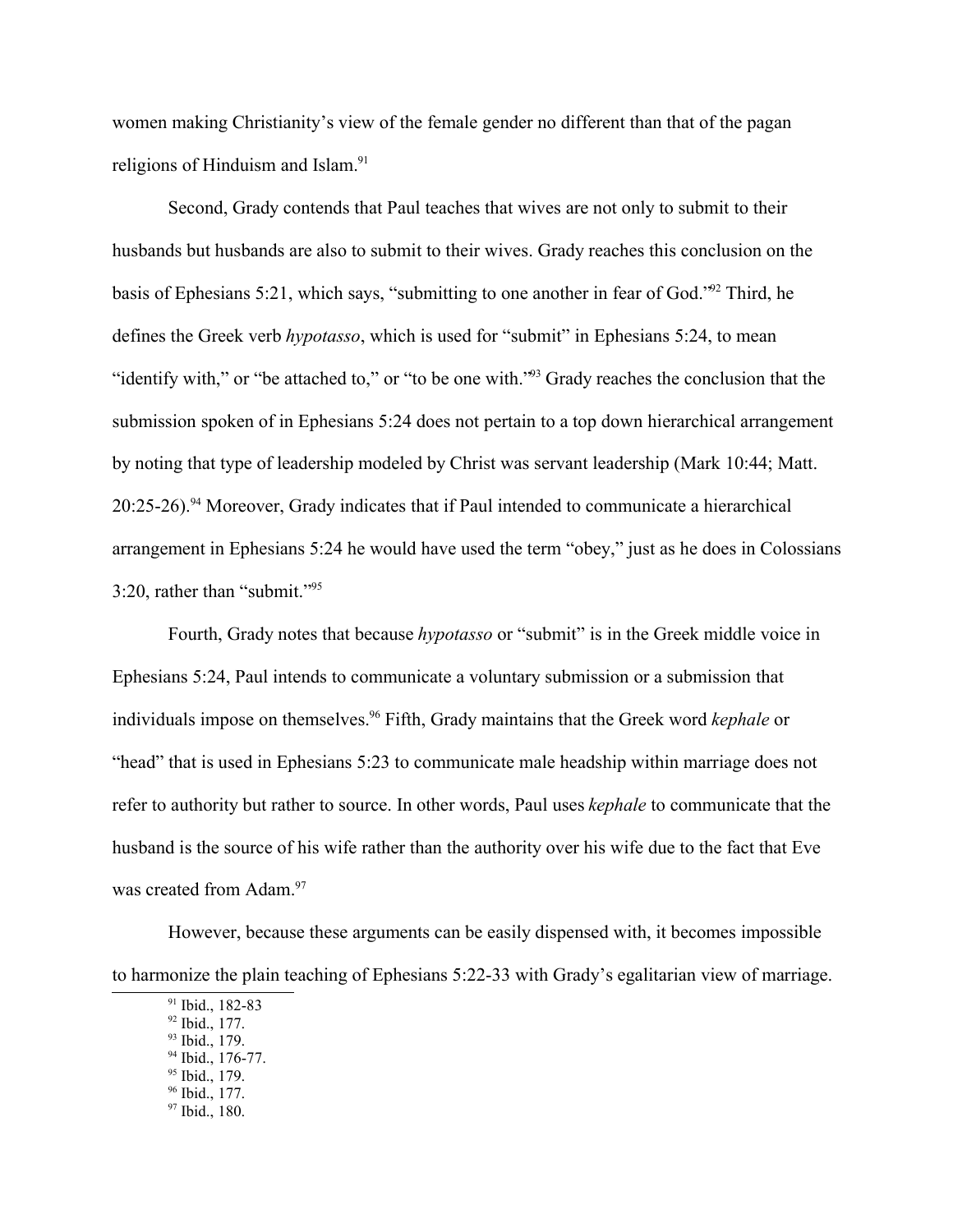women making Christianity's view of the female gender no different than that of the pagan religions of Hinduism and Islam.[91]

Second, Grady contends that Paul teaches that wives are not only to submit to their husbands but husbands are also to submit to their wives. Grady reaches this conclusion on the basis of Ephesians 5:21, which says, "submitting to one another in fear of God."[92] Third, he defines the Greek verb *hypotasso*, which is used for "submit" in Ephesians 5:24, to mean "identify with," or "be attached to," or "to be one with."[93] Grady reaches the conclusion that the submission spoken of in Ephesians 5:24 does not pertain to a top down hierarchical arrangement by noting that type of leadership modeled by Christ was servant leadership (Mark 10:44; Matt. 20:25-26).[94] Moreover, Grady indicates that if Paul intended to communicate a hierarchical arrangement in Ephesians 5:24 he would have used the term "obey," just as he does in Colossians 3:20, rather than "submit."[95]

Fourth, Grady notes that because *hypotasso* or "submit" is in the Greek middle voice in Ephesians 5:24, Paul intends to communicate a voluntary submission or a submission that individuals impose on themselves.[96] Fifth, Grady maintains that the Greek word *kephale* or "head" that is used in Ephesians 5:23 to communicate male headship within marriage does not refer to authority but rather to source. In other words, Paul uses *kephale* to communicate that the husband is the source of his wife rather than the authority over his wife due to the fact that Eve was created from Adam.[97]

However, because these arguments can be easily dispensed with, it becomes impossible to harmonize the plain teaching of Ephesians 5:22-33 with Grady's egalitarian view of marriage.

[91] Ibid., 182-83
[92] Ibid., 177.
[93] Ibid., 179.
[94] Ibid., 176-77.
[95] Ibid., 179.
[96] Ibid., 177.
[97] Ibid., 180.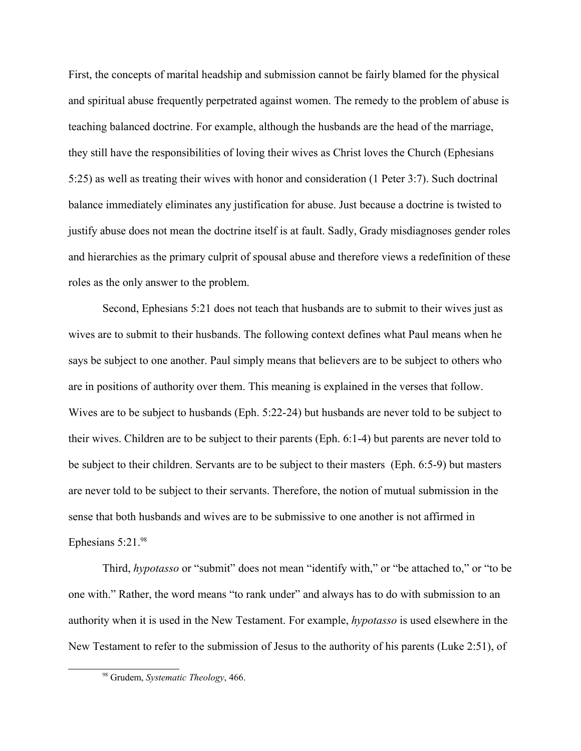First, the concepts of marital headship and submission cannot be fairly blamed for the physical and spiritual abuse frequently perpetrated against women. The remedy to the problem of abuse is teaching balanced doctrine. For example, although the husbands are the head of the marriage, they still have the responsibilities of loving their wives as Christ loves the Church (Ephesians 5:25) as well as treating their wives with honor and consideration (1 Peter 3:7). Such doctrinal balance immediately eliminates any justification for abuse. Just because a doctrine is twisted to justify abuse does not mean the doctrine itself is at fault. Sadly, Grady misdiagnoses gender roles and hierarchies as the primary culprit of spousal abuse and therefore views a redefinition of these roles as the only answer to the problem.

Second, Ephesians 5:21 does not teach that husbands are to submit to their wives just as wives are to submit to their husbands. The following context defines what Paul means when he says be subject to one another. Paul simply means that believers are to be subject to others who are in positions of authority over them. This meaning is explained in the verses that follow. Wives are to be subject to husbands (Eph. 5:22-24) but husbands are never told to be subject to their wives. Children are to be subject to their parents (Eph. 6:1-4) but parents are never told to be subject to their children. Servants are to be subject to their masters (Eph. 6:5-9) but masters are never told to be subject to their servants. Therefore, the notion of mutual submission in the sense that both husbands and wives are to be submissive to one another is not affirmed in Ephesians 5:21.[98]

Third, *hypotasso* or "submit" does not mean "identify with," or "be attached to," or "to be one with." Rather, the word means "to rank under" and always has to do with submission to an authority when it is used in the New Testament. For example, *hypotasso* is used elsewhere in the New Testament to refer to the submission of Jesus to the authority of his parents (Luke 2:51), of

[98] Grudem, *Systematic Theology*, 466.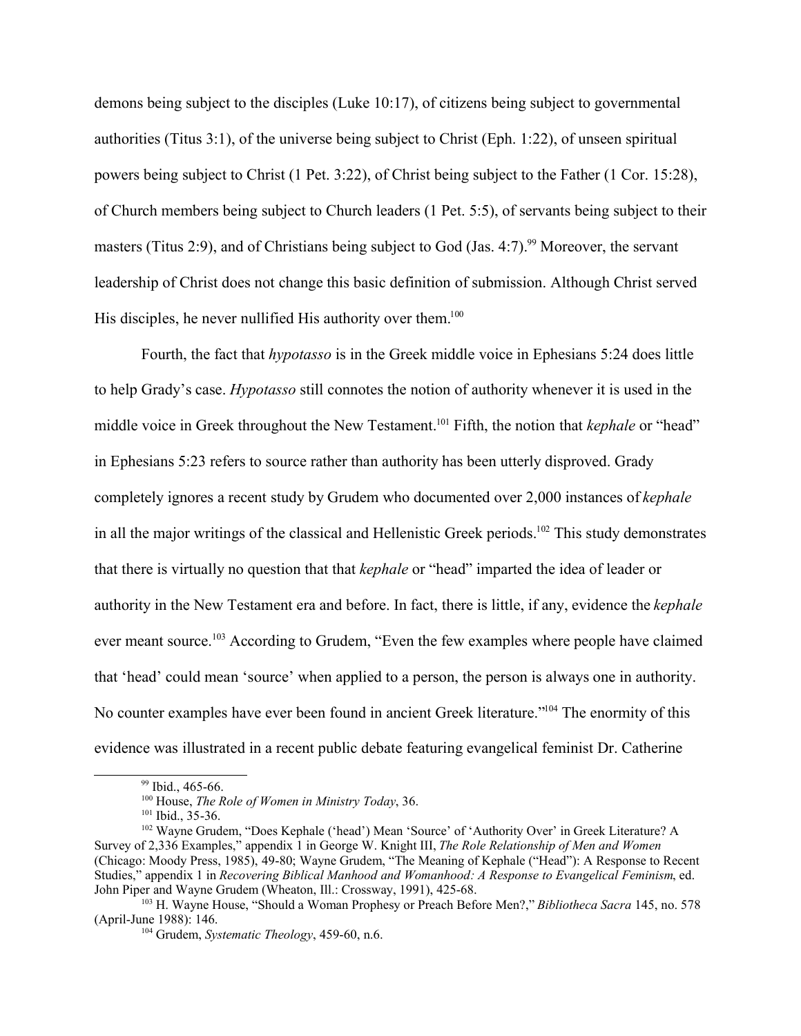demons being subject to the disciples (Luke 10:17), of citizens being subject to governmental authorities (Titus 3:1), of the universe being subject to Christ (Eph. 1:22), of unseen spiritual powers being subject to Christ (1 Pet. 3:22), of Christ being subject to the Father (1 Cor. 15:28), of Church members being subject to Church leaders (1 Pet. 5:5), of servants being subject to their masters (Titus 2:9), and of Christians being subject to God (Jas. 4:7).[99] Moreover, the servant leadership of Christ does not change this basic definition of submission. Although Christ served His disciples, he never nullified His authority over them.[100]

Fourth, the fact that *hypotasso* is in the Greek middle voice in Ephesians 5:24 does little to help Grady's case. *Hypotasso* still connotes the notion of authority whenever it is used in the middle voice in Greek throughout the New Testament.[101] Fifth, the notion that *kephale* or "head" in Ephesians 5:23 refers to source rather than authority has been utterly disproved. Grady completely ignores a recent study by Grudem who documented over 2,000 instances of *kephale* in all the major writings of the classical and Hellenistic Greek periods.[102] This study demonstrates that there is virtually no question that that *kephale* or "head" imparted the idea of leader or authority in the New Testament era and before. In fact, there is little, if any, evidence the *kephale* ever meant source.[103] According to Grudem, "Even the few examples where people have claimed that 'head' could mean 'source' when applied to a person, the person is always one in authority. No counter examples have ever been found in ancient Greek literature."[104] The enormity of this evidence was illustrated in a recent public debate featuring evangelical feminist Dr. Catherine

---

[99] Ibid., 465-66.

[100] House, *The Role of Women in Ministry Today*, 36.

[101] Ibid., 35-36.

[102] Wayne Grudem, "Does Kephale ('head') Mean 'Source' of 'Authority Over' in Greek Literature? A Survey of 2,336 Examples," appendix 1 in George W. Knight III, *The Role Relationship of Men and Women* (Chicago: Moody Press, 1985), 49-80; Wayne Grudem, "The Meaning of Kephale ("Head"): A Response to Recent Studies," appendix 1 in *Recovering Biblical Manhood and Womanhood: A Response to Evangelical Feminism*, ed. John Piper and Wayne Grudem (Wheaton, Ill.: Crossway, 1991), 425-68.

[103] H. Wayne House, "Should a Woman Prophesy or Preach Before Men?," *Bibliotheca Sacra* 145, no. 578 (April-June 1988): 146.

[104] Grudem, *Systematic Theology*, 459-60, n.6.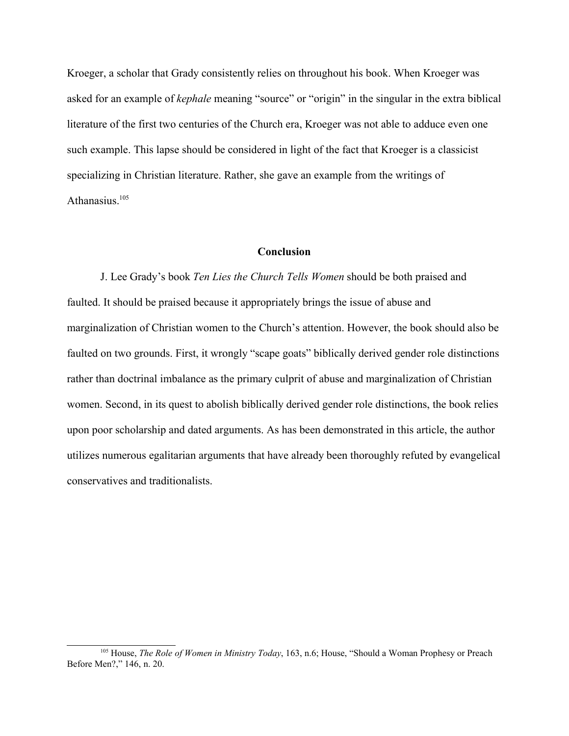Kroeger, a scholar that Grady consistently relies on throughout his book. When Kroeger was asked for an example of *kephale* meaning "source" or "origin" in the singular in the extra biblical literature of the first two centuries of the Church era, Kroeger was not able to adduce even one such example. This lapse should be considered in light of the fact that Kroeger is a classicist specializing in Christian literature. Rather, she gave an example from the writings of Athanasius.[105]

## Conclusion

J. Lee Grady's book *Ten Lies the Church Tells Women* should be both praised and faulted. It should be praised because it appropriately brings the issue of abuse and marginalization of Christian women to the Church's attention. However, the book should also be faulted on two grounds. First, it wrongly "scape goats" biblically derived gender role distinctions rather than doctrinal imbalance as the primary culprit of abuse and marginalization of Christian women. Second, in its quest to abolish biblically derived gender role distinctions, the book relies upon poor scholarship and dated arguments. As has been demonstrated in this article, the author utilizes numerous egalitarian arguments that have already been thoroughly refuted by evangelical conservatives and traditionalists.

---

[105] House, *The Role of Women in Ministry Today*, 163, n.6; House, "Should a Woman Prophesy or Preach Before Men?," 146, n. 20.